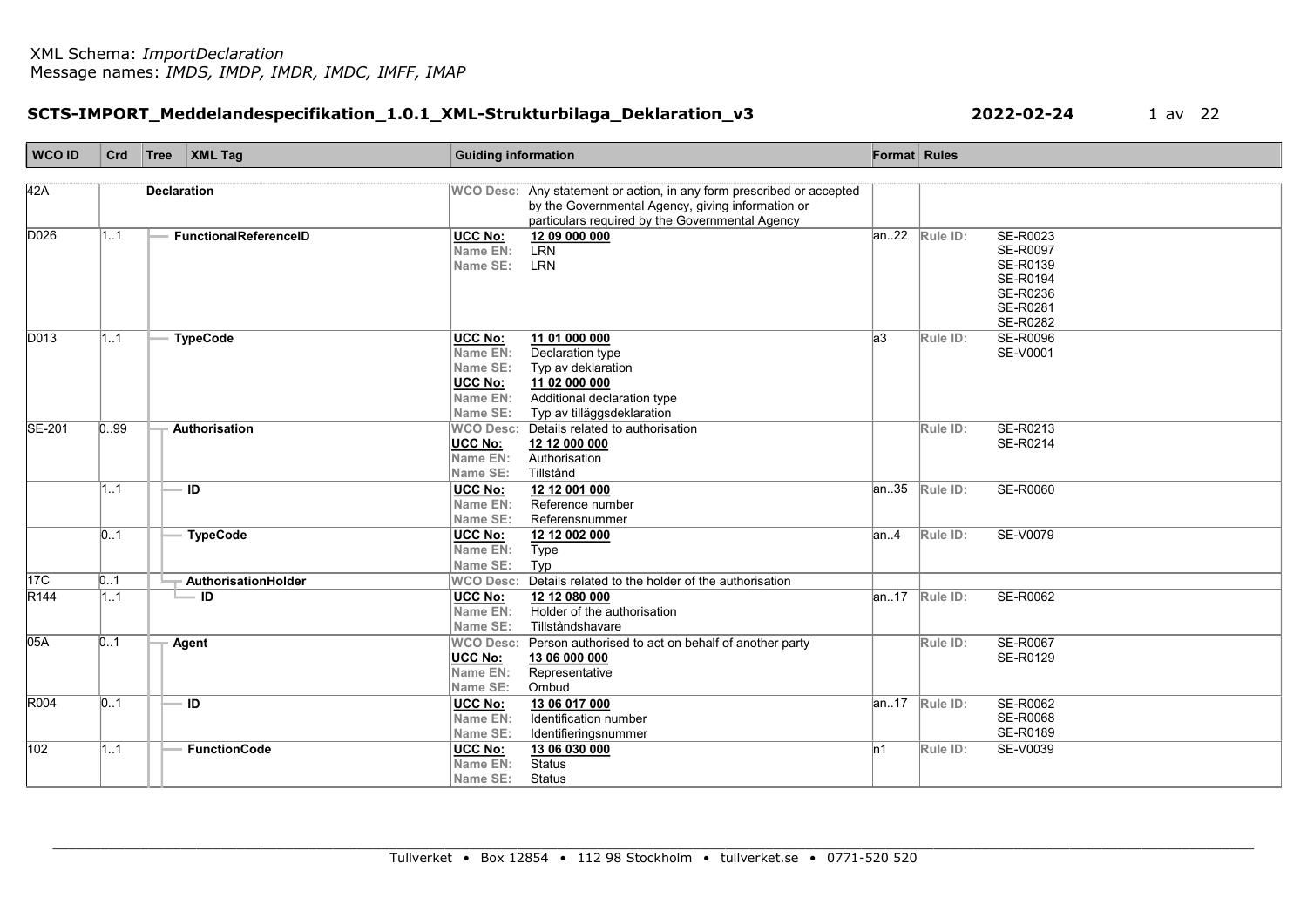XML Schema: *ImportDeclaration*
Message names: *IMDS, IMDP, IMDR, IMDC, IMFF, IMAP*

**SCTS-IMPORT_Meddelandespecifikation_1.0.1_XML-Strukturbilaga_Deklaration_v3** **2022-02-24**

| WCO ID | Crd | Tree XML Tag | Guiding information | Format | Rules |
|---|---|---|---|---|---|
| 42A | | **Declaration** | WCO Desc: Any statement or action, in any form prescribed or accepted by the Governmental Agency, giving information or particulars required by the Governmental Agency | | |
| D026 | 1..1 | **FunctionalReferenceID** | UCC No: **12 09 000 000**<br>Name EN: LRN<br>Name SE: LRN | an..22 | Rule ID: SE-R0023<br>SE-R0097<br>SE-R0139<br>SE-R0194<br>SE-R0236<br>SE-R0281<br>SE-R0282 |
| D013 | 1..1 | **TypeCode** | UCC No: **11 01 000 000**<br>Name EN: Declaration type<br>Name SE: Typ av deklaration<br>UCC No: **11 02 000 000**<br>Name EN: Additional declaration type<br>Name SE: Typ av tilläggsdeklaration | a3 | Rule ID: SE-R0096<br>SE-V0001 |
| SE-201 | 0..99 | **Authorisation** | WCO Desc: Details related to authorisation<br>UCC No: **12 12 000 000**<br>Name EN: Authorisation<br>Name SE: Tillstånd | | Rule ID: SE-R0213<br>SE-R0214 |
| | 1..1 | **ID** | UCC No: **12 12 001 000**<br>Name EN: Reference number<br>Name SE: Referensnummer | an..35 | Rule ID: SE-R0060 |
| | 0..1 | **TypeCode** | UCC No: **12 12 002 000**<br>Name EN: Type<br>Name SE: Typ | an..4 | Rule ID: SE-V0079 |
| 17C | 0..1 | **AuthorisationHolder** | WCO Desc: Details related to the holder of the authorisation | | |
| R144 | 1..1 | **ID** | UCC No: **12 12 080 000**<br>Name EN: Holder of the authorisation<br>Name SE: Tillståndshavare | an..17 | Rule ID: SE-R0062 |
| 05A | 0..1 | **Agent** | WCO Desc: Person authorised to act on behalf of another party<br>UCC No: **13 06 000 000**<br>Name EN: Representative<br>Name SE: Ombud | | Rule ID: SE-R0067<br>SE-R0129 |
| R004 | 0..1 | **ID** | UCC No: **13 06 017 000**<br>Name EN: Identification number<br>Name SE: Identifieringsnummer | an..17 | Rule ID: SE-R0062<br>SE-R0068<br>SE-R0189 |
| 102 | 1..1 | **FunctionCode** | UCC No: **13 06 030 000**<br>Name EN: Status<br>Name SE: Status | n1 | Rule ID: SE-V0039 |

Tullverket • Box 12854 • 112 98 Stockholm • tullverket.se • 0771-520 520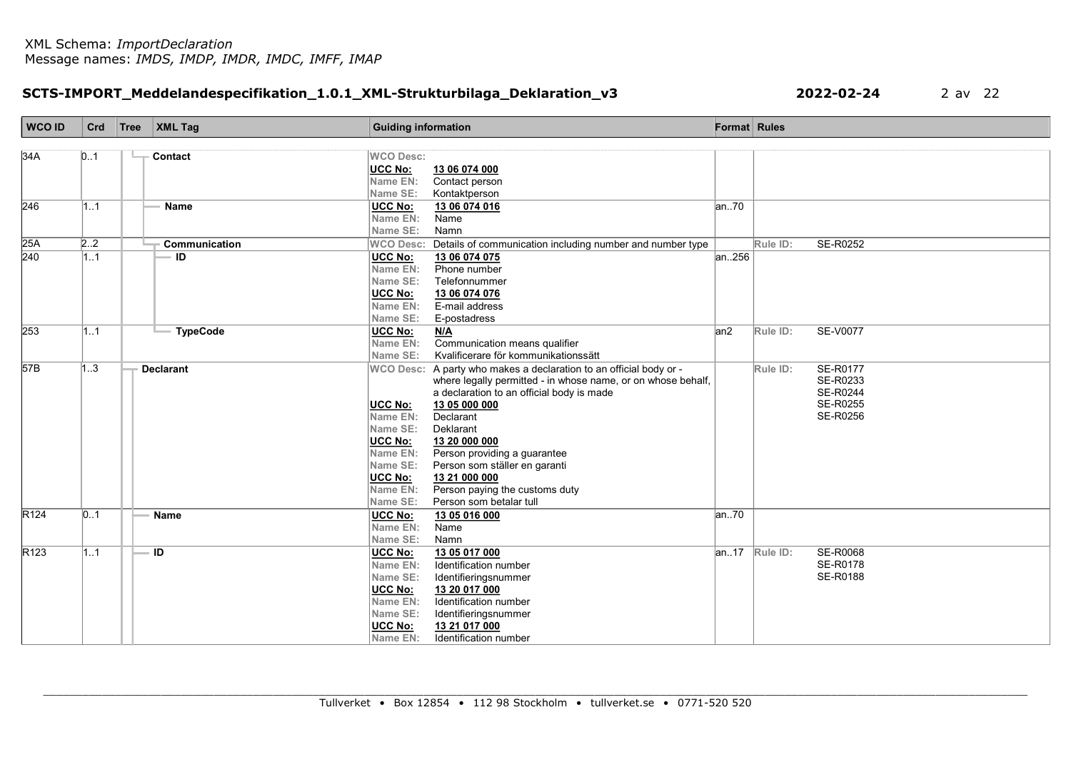XML Schema: *ImportDeclaration*
Message names: *IMDS, IMDP, IMDR, IMDC, IMFF, IMAP*

**SCTS-IMPORT_Meddelandespecifikation_1.0.1_XML-Strukturbilaga_Deklaration_v3** **2022-02-24**

| WCO ID | Crd | Tree | XML Tag | Guiding information | Format | Rules |
|---|---|---|---|---|---|---|
| 34A | 0..1 | | **Contact** | WCO Desc:<br>**UCC No:** **13 06 074 000**<br>Name EN: Contact person<br>Name SE: Kontaktperson | | |
| 246 | 1..1 | | **Name** | **UCC No:** **13 06 074 016**<br>Name EN: Name<br>Name SE: Namn | an..70 | |
| 25A | 2..2 | | **Communication** | WCO Desc: Details of communication including number and number type | | Rule ID: SE-R0252 |
| 240 | 1..1 | | **ID** | **UCC No:** **13 06 074 075**<br>Name EN: Phone number<br>Name SE: Telefonnummer<br>**UCC No:** **13 06 074 076**<br>Name EN: E-mail address<br>Name SE: E-postadress | an..256 | |
| 253 | 1..1 | | **TypeCode** | **UCC No:** **N/A**<br>Name EN: Communication means qualifier<br>Name SE: Kvalificerare för kommunikationssätt | an2 | Rule ID: SE-V0077 |
| 57B | 1..3 | | **Declarant** | WCO Desc: A party who makes a declaration to an official body or - where legally permitted - in whose name, or on whose behalf, a declaration to an official body is made<br>**UCC No:** **13 05 000 000**<br>Name EN: Declarant<br>Name SE: Deklarant<br>**UCC No:** **13 20 000 000**<br>Name EN: Person providing a guarantee<br>Name SE: Person som ställer en garanti<br>**UCC No:** **13 21 000 000**<br>Name EN: Person paying the customs duty<br>Name SE: Person som betalar tull | | Rule ID: SE-R0177<br>SE-R0233<br>SE-R0244<br>SE-R0255<br>SE-R0256 |
| R124 | 0..1 | | **Name** | **UCC No:** **13 05 016 000**<br>Name EN: Name<br>Name SE: Namn | an..70 | |
| R123 | 1..1 | | **ID** | **UCC No:** **13 05 017 000**<br>Name EN: Identification number<br>Name SE: Identifieringsnummer<br>**UCC No:** **13 20 017 000**<br>Name EN: Identification number<br>Name SE: Identifieringsnummer<br>**UCC No:** **13 21 017 000**<br>Name EN: Identification number | an..17 | Rule ID: SE-R0068<br>SE-R0178<br>SE-R0188 |

Tullverket • Box 12854 • 112 98 Stockholm • tullverket.se • 0771-520 520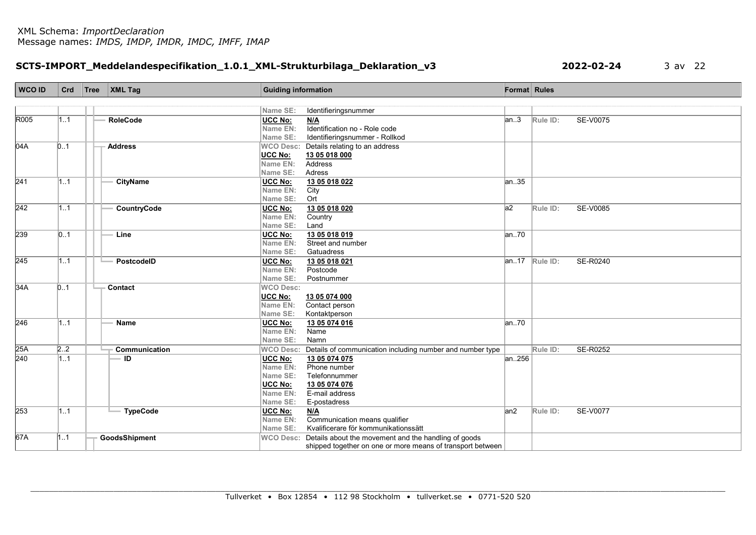XML Schema: *ImportDeclaration*
Message names: *IMDS, IMDP, IMDR, IMDC, IMFF, IMAP*

**SCTS-IMPORT_Meddelandespecifikation_1.0.1_XML-Strukturbilaga_Deklaration_v3** **2022-02-24**

| WCO ID | Crd | Tree | XML Tag | Guiding information | Format | Rules |
|---|---|---|---|---|---|---|
| | | | | Name SE: Identifieringsnummer | | |
| R005 | 1..1 | | **RoleCode** | **UCC No:** **N/A**<br>Name EN: Identification no - Role code<br>Name SE: Identifieringsnummer - Rollkod | an..3 | Rule ID: SE-V0075 |
| 04A | 0..1 | | **Address** | WCO Desc: Details relating to an address<br>**UCC No:** **13 05 018 000**<br>Name EN: Address<br>Name SE: Adress | | |
| 241 | 1..1 | | **CityName** | **UCC No:** **13 05 018 022**<br>Name EN: City<br>Name SE: Ort | an..35 | |
| 242 | 1..1 | | **CountryCode** | **UCC No:** **13 05 018 020**<br>Name EN: Country<br>Name SE: Land | a2 | Rule ID: SE-V0085 |
| 239 | 0..1 | | **Line** | **UCC No:** **13 05 018 019**<br>Name EN: Street and number<br>Name SE: Gatuadress | an..70 | |
| 245 | 1..1 | | **PostcodeID** | **UCC No:** **13 05 018 021**<br>Name EN: Postcode<br>Name SE: Postnummer | an..17 | Rule ID: SE-R0240 |
| 34A | 0..1 | | **Contact** | WCO Desc:<br>**UCC No:** **13 05 074 000**<br>Name EN: Contact person<br>Name SE: Kontaktperson | | |
| 246 | 1..1 | | **Name** | **UCC No:** **13 05 074 016**<br>Name EN: Name<br>Name SE: Namn | an..70 | |
| 25A | 2..2 | | **Communication** | WCO Desc: Details of communication including number and number type | | Rule ID: SE-R0252 |
| 240 | 1..1 | | **ID** | **UCC No:** **13 05 074 075**<br>Name EN: Phone number<br>Name SE: Telefonnummer<br>**UCC No:** **13 05 074 076**<br>Name EN: E-mail address<br>Name SE: E-postadress | an..256 | |
| 253 | 1..1 | | **TypeCode** | **UCC No:** **N/A**<br>Name EN: Communication means qualifier<br>Name SE: Kvalificerare för kommunikationssätt | an2 | Rule ID: SE-V0077 |
| 67A | 1..1 | | **GoodsShipment** | WCO Desc: Details about the movement and the handling of goods shipped together on one or more means of transport between | | |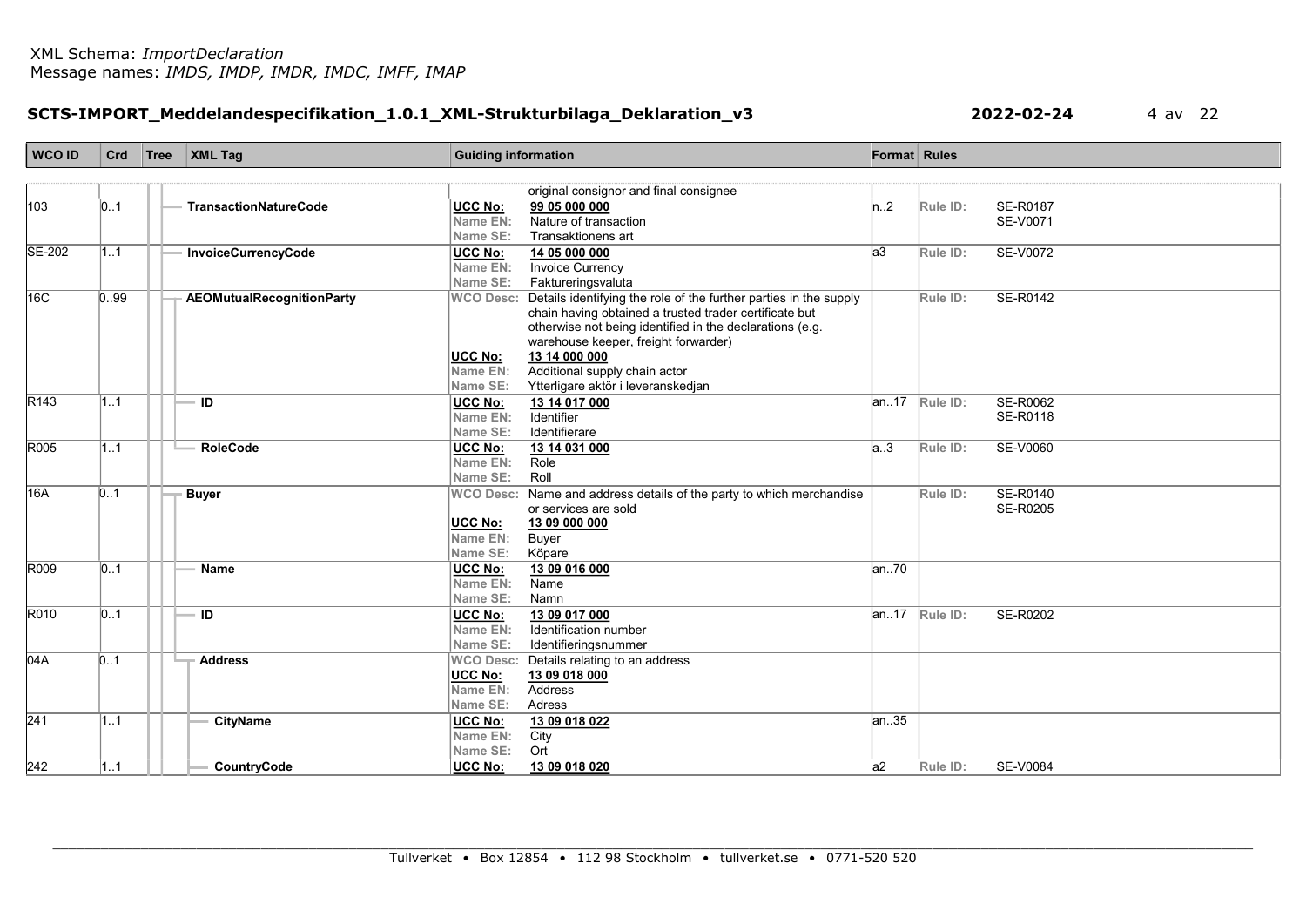XML Schema: *ImportDeclaration*
Message names: *IMDS, IMDP, IMDR, IMDC, IMFF, IMAP*

**SCTS-IMPORT_Meddelandespecifikation_1.0.1_XML-Strukturbilaga_Deklaration_v3** **2022-02-24**

| WCO ID | Crd | Tree | XML Tag | Guiding information | Format | Rules |
|---|---|---|---|---|---|---|
| | | | | original consignor and final consignee | | |
| 103 | 0..1 | | TransactionNatureCode | **UCC No:** 99 05 000 000<br>Name EN: Nature of transaction<br>Name SE: Transaktionens art | n..2 | Rule ID: SE-R0187<br>SE-V0071 |
| SE-202 | 1..1 | | InvoiceCurrencyCode | **UCC No:** 14 05 000 000<br>Name EN: Invoice Currency<br>Name SE: Faktureringsvaluta | a3 | Rule ID: SE-V0072 |
| 16C | 0..99 | | AEOMutualRecognitionParty | WCO Desc: Details identifying the role of the further parties in the supply chain having obtained a trusted trader certificate but otherwise not being identified in the declarations (e.g. warehouse keeper, freight forwarder)<br>**UCC No:** 13 14 000 000<br>Name EN: Additional supply chain actor<br>Name SE: Ytterligare aktör i leveranskedjan | | Rule ID: SE-R0142 |
| R143 | 1..1 | | ID | **UCC No:** 13 14 017 000<br>Name EN: Identifier<br>Name SE: Identifierare | an..17 | Rule ID: SE-R0062<br>SE-R0118 |
| R005 | 1..1 | | RoleCode | **UCC No:** 13 14 031 000<br>Name EN: Role<br>Name SE: Roll | a..3 | Rule ID: SE-V0060 |
| 16A | 0..1 | | Buyer | WCO Desc: Name and address details of the party to which merchandise or services are sold<br>**UCC No:** 13 09 000 000<br>Name EN: Buyer<br>Name SE: Köpare | | Rule ID: SE-R0140<br>SE-R0205 |
| R009 | 0..1 | | Name | **UCC No:** 13 09 016 000<br>Name EN: Name<br>Name SE: Namn | an..70 | |
| R010 | 0..1 | | ID | **UCC No:** 13 09 017 000<br>Name EN: Identification number<br>Name SE: Identifieringsnummer | an..17 | Rule ID: SE-R0202 |
| 04A | 0..1 | | Address | WCO Desc: Details relating to an address<br>**UCC No:** 13 09 018 000<br>Name EN: Address<br>Name SE: Adress | | |
| 241 | 1..1 | | CityName | **UCC No:** 13 09 018 022<br>Name EN: City<br>Name SE: Ort | an..35 | |
| 242 | 1..1 | | CountryCode | **UCC No:** 13 09 018 020 | a2 | Rule ID: SE-V0084 |

Tullverket • Box 12854 • 112 98 Stockholm • tullverket.se • 0771-520 520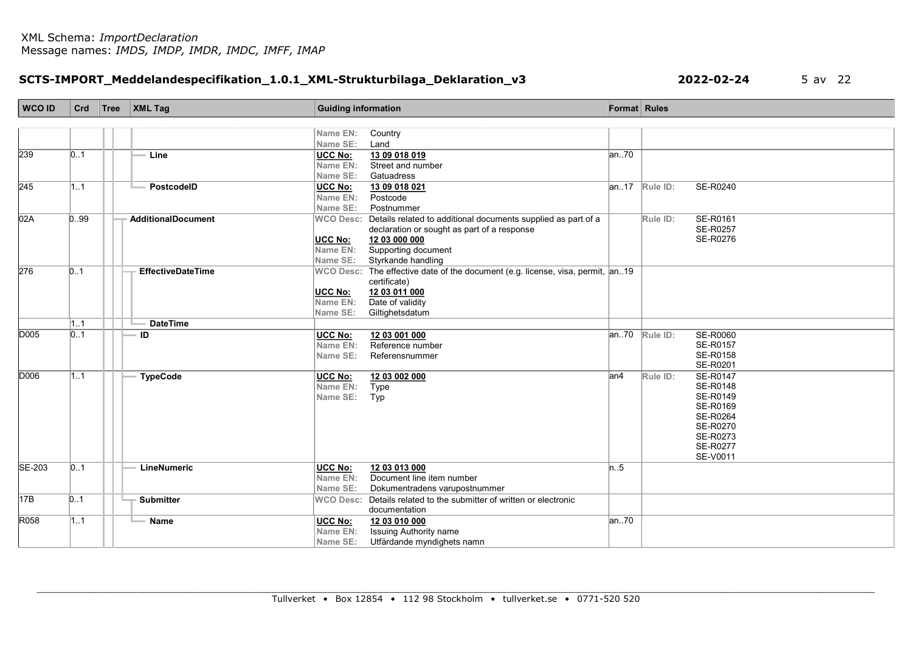XML Schema: *ImportDeclaration*
Message names: *IMDS, IMDP, IMDR, IMDC, IMFF, IMAP*

**SCTS-IMPORT_Meddelandespecifikation_1.0.1_XML-Strukturbilaga_Deklaration_v3** **2022-02-24**

| WCO ID | Crd | Tree | XML Tag | Guiding information | Format | Rules |
|---|---|---|---|---|---|---|
| | | | | Name EN: Country<br>Name SE: Land | | |
| 239 | 0..1 | | Line | **UCC No: 13 09 018 019**<br>Name EN: Street and number<br>Name SE: Gatuadress | an..70 | |
| 245 | 1..1 | | PostcodeID | **UCC No: 13 09 018 021**<br>Name EN: Postcode<br>Name SE: Postnummer | an..17 | Rule ID: SE-R0240 |
| 02A | 0..99 | | AdditionalDocument | WCO Desc: Details related to additional documents supplied as part of a declaration or sought as part of a response<br>**UCC No: 12 03 000 000**<br>Name EN: Supporting document<br>Name SE: Styrkande handling | | Rule ID: SE-R0161<br>SE-R0257<br>SE-R0276 |
| 276 | 0..1 | | EffectiveDateTime | WCO Desc: The effective date of the document (e.g. license, visa, permit, certificate)<br>**UCC No: 12 03 011 000**<br>Name EN: Date of validity<br>Name SE: Giltighetsdatum | an..19 | |
| | 1..1 | | DateTime | | | |
| D005 | 0..1 | | ID | **UCC No: 12 03 001 000**<br>Name EN: Reference number<br>Name SE: Referensnummer | an..70 | Rule ID: SE-R0060<br>SE-R0157<br>SE-R0158<br>SE-R0201 |
| D006 | 1..1 | | TypeCode | **UCC No: 12 03 002 000**<br>Name EN: Type<br>Name SE: Typ | an4 | Rule ID: SE-R0147<br>SE-R0148<br>SE-R0149<br>SE-R0169<br>SE-R0264<br>SE-R0270<br>SE-R0273<br>SE-R0277<br>SE-V0011 |
| SE-203 | 0..1 | | LineNumeric | **UCC No: 12 03 013 000**<br>Name EN: Document line item number<br>Name SE: Dokumentradens varupostnummer | n..5 | |
| 17B | 0..1 | | Submitter | WCO Desc: Details related to the submitter of written or electronic documentation | | |
| R058 | 1..1 | | Name | **UCC No: 12 03 010 000**<br>Name EN: Issuing Authority name<br>Name SE: Utfärdande myndighets namn | an..70 | |

Tullverket • Box 12854 • 112 98 Stockholm • tullverket.se • 0771-520 520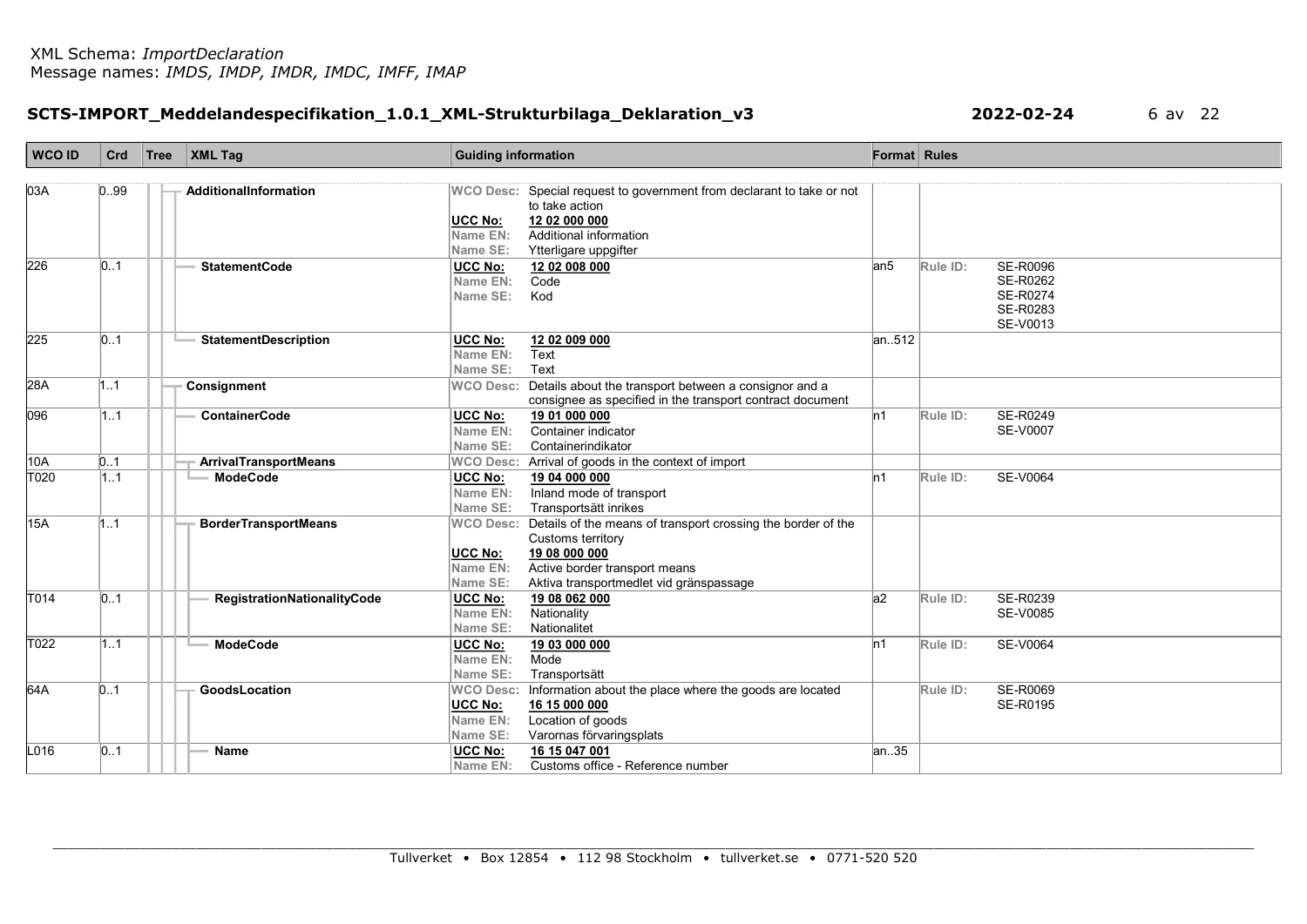XML Schema: *ImportDeclaration*
Message names: *IMDS, IMDP, IMDR, IMDC, IMFF, IMAP*

**SCTS-IMPORT_Meddelandespecifikation_1.0.1_XML-Strukturbilaga_Deklaration_v3** **2022-02-24**

| WCO ID | Crd | Tree | XML Tag | Guiding information | Format | Rules |
|---|---|---|---|---|---|---|
| 03A | 0..99 | | **AdditionalInformation** | WCO Desc: Special request to government from declarant to take or not to take action<br>**UCC No:** **12 02 000 000**<br>Name EN: Additional information<br>Name SE: Ytterligare uppgifter | | |
| 226 | 0..1 | | **StatementCode** | **UCC No:** **12 02 008 000**<br>Name EN: Code<br>Name SE: Kod | an5 | Rule ID: SE-R0096<br>SE-R0262<br>SE-R0274<br>SE-R0283<br>SE-V0013 |
| 225 | 0..1 | | **StatementDescription** | **UCC No:** **12 02 009 000**<br>Name EN: Text<br>Name SE: Text | an..512 | |
| 28A | 1..1 | | **Consignment** | WCO Desc: Details about the transport between a consignor and a consignee as specified in the transport contract document | | |
| 096 | 1..1 | | **ContainerCode** | **UCC No:** **19 01 000 000**<br>Name EN: Container indicator<br>Name SE: Containerindikator | n1 | Rule ID: SE-R0249<br>SE-V0007 |
| 10A | 0..1 | | **ArrivalTransportMeans** | WCO Desc: Arrival of goods in the context of import | | |
| T020 | 1..1 | | **ModeCode** | **UCC No:** **19 04 000 000**<br>Name EN: Inland mode of transport<br>Name SE: Transportsätt inrikes | n1 | Rule ID: SE-V0064 |
| 15A | 1..1 | | **BorderTransportMeans** | WCO Desc: Details of the means of transport crossing the border of the Customs territory<br>**UCC No:** **19 08 000 000**<br>Name EN: Active border transport means<br>Name SE: Aktiva transportmedlet vid gränspassage | | |
| T014 | 0..1 | | **RegistrationNationalityCode** | **UCC No:** **19 08 062 000**<br>Name EN: Nationality<br>Name SE: Nationalitet | a2 | Rule ID: SE-R0239<br>SE-V0085 |
| T022 | 1..1 | | **ModeCode** | **UCC No:** **19 03 000 000**<br>Name EN: Mode<br>Name SE: Transportsätt | n1 | Rule ID: SE-V0064 |
| 64A | 0..1 | | **GoodsLocation** | WCO Desc: Information about the place where the goods are located<br>**UCC No:** **16 15 000 000**<br>Name EN: Location of goods<br>Name SE: Varornas förvaringsplats | | Rule ID: SE-R0069<br>SE-R0195 |
| L016 | 0..1 | | **Name** | **UCC No:** **16 15 047 001**<br>Name EN: Customs office - Reference number | an..35 | |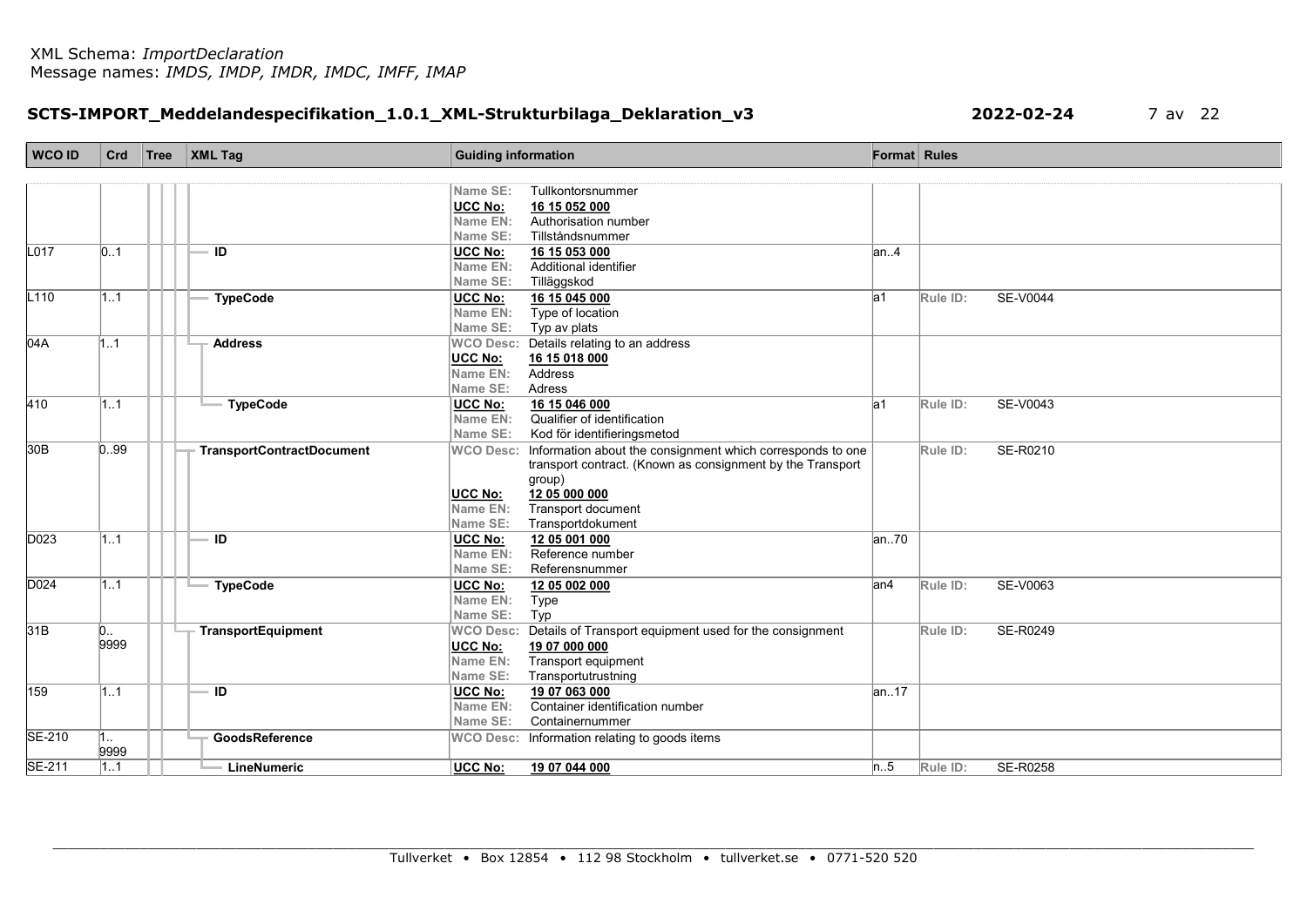XML Schema: *ImportDeclaration*
Message names: *IMDS, IMDP, IMDR, IMDC, IMFF, IMAP*

**SCTS-IMPORT_Meddelandespecifikation_1.0.1_XML-Strukturbilaga_Deklaration_v3** **2022-02-24**

| WCO ID | Crd | Tree | XML Tag | Guiding information | Format | Rules |
|---|---|---|---|---|---|---|
| | | | | Name SE: Tullkontorsnummer<br>UCC No: **16 15 052 000**<br>Name EN: Authorisation number<br>Name SE: Tillståndsnummer | | |
| L017 | 0..1 | | **ID** | UCC No: **16 15 053 000**<br>Name EN: Additional identifier<br>Name SE: Tilläggskod | an..4 | |
| L110 | 1..1 | | **TypeCode** | UCC No: **16 15 045 000**<br>Name EN: Type of location<br>Name SE: Typ av plats | a1 | Rule ID: SE-V0044 |
| 04A | 1..1 | | **Address** | WCO Desc: Details relating to an address<br>UCC No: **16 15 018 000**<br>Name EN: Address<br>Name SE: Adress | | |
| 410 | 1..1 | | **TypeCode** | UCC No: **16 15 046 000**<br>Name EN: Qualifier of identification<br>Name SE: Kod för identifieringsmetod | a1 | Rule ID: SE-V0043 |
| 30B | 0..99 | | **TransportContractDocument** | WCO Desc: Information about the consignment which corresponds to one transport contract. (Known as consignment by the Transport group)<br>UCC No: **12 05 000 000**<br>Name EN: Transport document<br>Name SE: Transportdokument | | Rule ID: SE-R0210 |
| D023 | 1..1 | | **ID** | UCC No: **12 05 001 000**<br>Name EN: Reference number<br>Name SE: Referensnummer | an..70 | |
| D024 | 1..1 | | **TypeCode** | UCC No: **12 05 002 000**<br>Name EN: Type<br>Name SE: Typ | an4 | Rule ID: SE-V0063 |
| 31B | 0..9999 | | **TransportEquipment** | WCO Desc: Details of Transport equipment used for the consignment<br>UCC No: **19 07 000 000**<br>Name EN: Transport equipment<br>Name SE: Transportutrustning | | Rule ID: SE-R0249 |
| 159 | 1..1 | | **ID** | UCC No: **19 07 063 000**<br>Name EN: Container identification number<br>Name SE: Containernummer | an..17 | |
| SE-210 | 1..9999 | | **GoodsReference** | WCO Desc: Information relating to goods items | | |
| SE-211 | 1..1 | | **LineNumeric** | UCC No: **19 07 044 000** | n..5 | Rule ID: SE-R0258 |

Tullverket • Box 12854 • 112 98 Stockholm • tullverket.se • 0771-520 520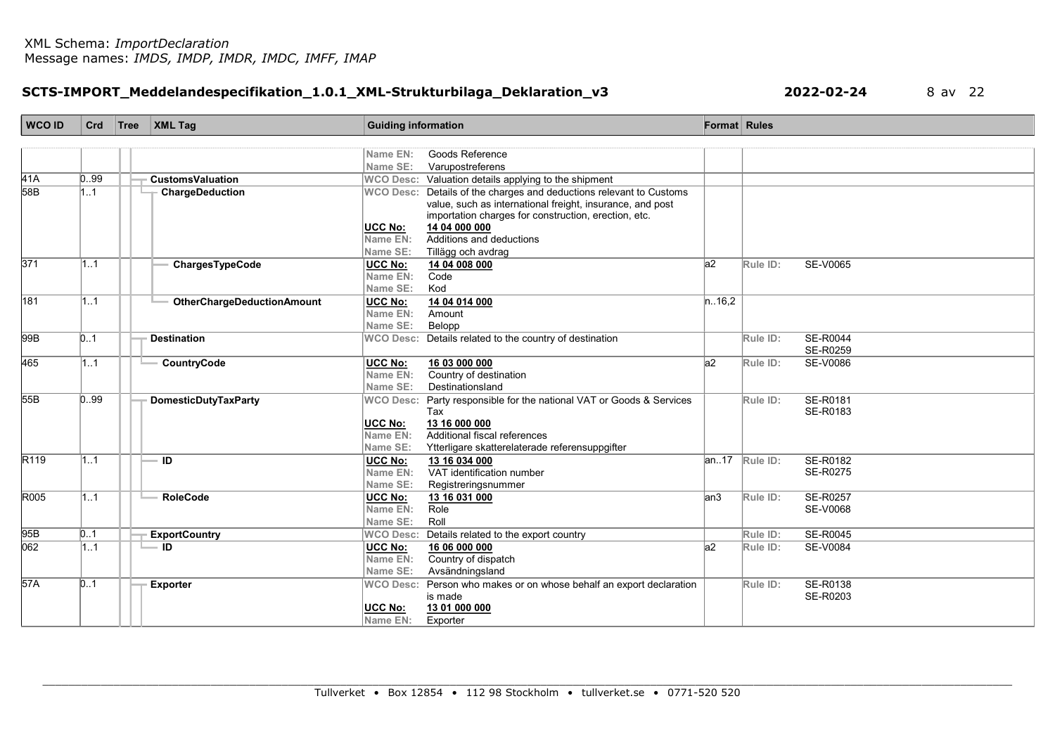| WCO ID | Crd | Tree | XML Tag | Guiding information | Format | Rules |
|---|---|---|---|---|---|---|
| | | | | Name EN: Goods Reference<br>Name SE: Varupostreferens | | |
| 41A | 0..99 | | CustomsValuation | WCO Desc: Valuation details applying to the shipment | | |
| 58B | 1..1 | | ChargeDeduction | WCO Desc: Details of the charges and deductions relevant to Customs value, such as international freight, insurance, and post importation charges for construction, erection, etc.<br>UCC No: 14 04 000 000<br>Name EN: Additions and deductions<br>Name SE: Tillägg och avdrag | | |
| 371 | 1..1 | | ChargesTypeCode | UCC No: 14 04 008 000<br>Name EN: Code<br>Name SE: Kod | a2 | Rule ID: SE-V0065 |
| 181 | 1..1 | | OtherChargeDeductionAmount | UCC No: 14 04 014 000<br>Name EN: Amount<br>Name SE: Belopp | n..16,2 | |
| 99B | 0..1 | | Destination | WCO Desc: Details related to the country of destination | | Rule ID: SE-R0044<br>SE-R0259 |
| 465 | 1..1 | | CountryCode | UCC No: 16 03 000 000<br>Name EN: Country of destination<br>Name SE: Destinationsland | a2 | Rule ID: SE-V0086 |
| 55B | 0..99 | | DomesticDutyTaxParty | WCO Desc: Party responsible for the national VAT or Goods & Services Tax<br>UCC No: 13 16 000 000<br>Name EN: Additional fiscal references<br>Name SE: Ytterligare skatterelaterade referensuppgifter | | Rule ID: SE-R0181<br>SE-R0183 |
| R119 | 1..1 | | ID | UCC No: 13 16 034 000<br>Name EN: VAT identification number<br>Name SE: Registreringsnummer | an..17 | Rule ID: SE-R0182<br>SE-R0275 |
| R005 | 1..1 | | RoleCode | UCC No: 13 16 031 000<br>Name EN: Role<br>Name SE: Roll | an3 | Rule ID: SE-R0257<br>SE-V0068 |
| 95B | 0..1 | | ExportCountry | WCO Desc: Details related to the export country | | Rule ID: SE-R0045 |
| 062 | 1..1 | | ID | UCC No: 16 06 000 000<br>Name EN: Country of dispatch<br>Name SE: Avsändningsland | a2 | Rule ID: SE-V0084 |
| 57A | 0..1 | | Exporter | WCO Desc: Person who makes or on whose behalf an export declaration is made<br>UCC No: 13 01 000 000<br>Name EN: Exporter | | Rule ID: SE-R0138<br>SE-R0203 |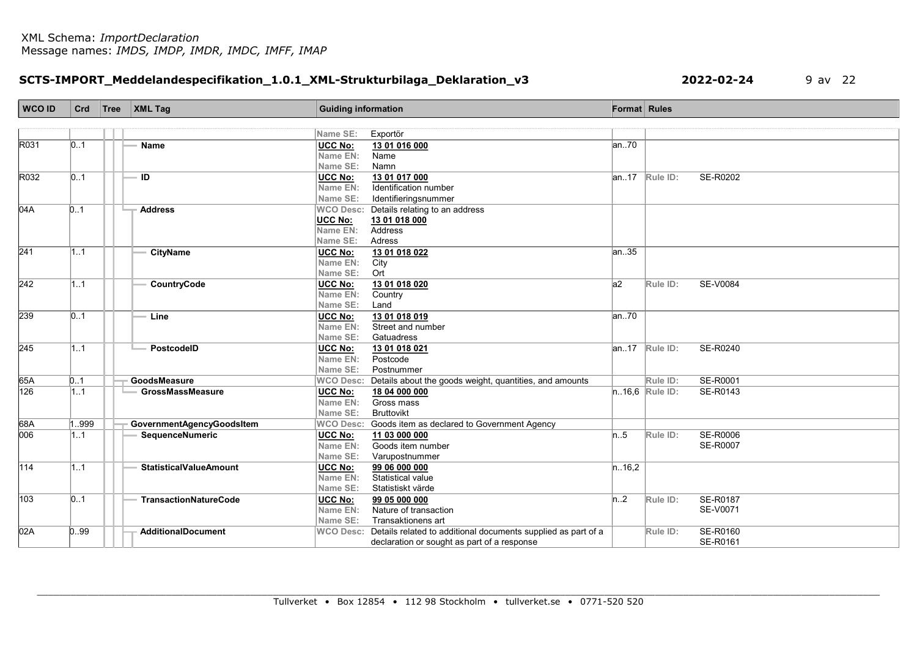| WCO ID | Crd | Tree | XML Tag | Guiding information | Format | Rules |
|---|---|---|---|---|---|---|
| | | | | Name SE: Exportör | | |
| R031 | 0..1 | | Name | UCC No: 13 01 016 000<br>Name EN: Name<br>Name SE: Namn | an..70 | |
| R032 | 0..1 | | ID | UCC No: 13 01 017 000<br>Name EN: Identification number<br>Name SE: Identifieringsnummer | an..17 | Rule ID: SE-R0202 |
| 04A | 0..1 | | Address | WCO Desc: Details relating to an address<br>UCC No: 13 01 018 000<br>Name EN: Address<br>Name SE: Adress | | |
| 241 | 1..1 | | CityName | UCC No: 13 01 018 022<br>Name EN: City<br>Name SE: Ort | an..35 | |
| 242 | 1..1 | | CountryCode | UCC No: 13 01 018 020<br>Name EN: Country<br>Name SE: Land | a2 | Rule ID: SE-V0084 |
| 239 | 0..1 | | Line | UCC No: 13 01 018 019<br>Name EN: Street and number<br>Name SE: Gatuadress | an..70 | |
| 245 | 1..1 | | PostcodeID | UCC No: 13 01 018 021<br>Name EN: Postcode<br>Name SE: Postnummer | an..17 | Rule ID: SE-R0240 |
| 65A | 0..1 | | GoodsMeasure | WCO Desc: Details about the goods weight, quantities, and amounts | | Rule ID: SE-R0001 |
| 126 | 1..1 | | GrossMassMeasure | UCC No: 18 04 000 000<br>Name EN: Gross mass<br>Name SE: Bruttovikt | n..16,6 | Rule ID: SE-R0143 |
| 68A | 1..999 | | GovernmentAgencyGoodsItem | WCO Desc: Goods item as declared to Government Agency | | |
| 006 | 1..1 | | SequenceNumeric | UCC No: 11 03 000 000<br>Name EN: Goods item number<br>Name SE: Varupostnummer | n..5 | Rule ID: SE-R0006<br>SE-R0007 |
| 114 | 1..1 | | StatisticalValueAmount | UCC No: 99 06 000 000<br>Name EN: Statistical value<br>Name SE: Statistiskt värde | n..16,2 | |
| 103 | 0..1 | | TransactionNatureCode | UCC No: 99 05 000 000<br>Name EN: Nature of transaction<br>Name SE: Transaktionens art | n..2 | Rule ID: SE-R0187<br>SE-V0071 |
| 02A | 0..99 | | AdditionalDocument | WCO Desc: Details related to additional documents supplied as part of a declaration or sought as part of a response | | Rule ID: SE-R0160<br>SE-R0161 |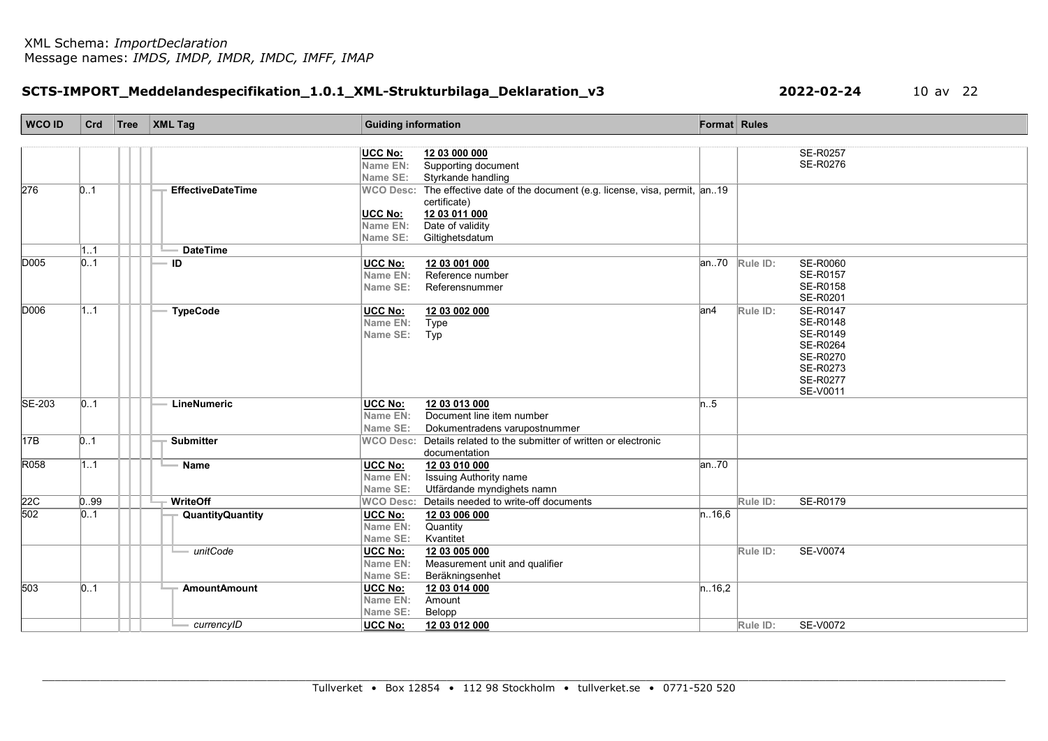XML Schema: *ImportDeclaration*
Message names: *IMDS, IMDP, IMDR, IMDC, IMFF, IMAP*

## SCTS-IMPORT_Meddelandespecifikation_1.0.1_XML-Strukturbilaga_Deklaration_v3

**2022-02-24**

| WCO ID | Crd | Tree | XML Tag | Guiding information | Format | Rules |
|---|---|---|---|---|---|---|
| | | | | **UCC No:** 12 03 000 000<br>**Name EN:** Supporting document<br>**Name SE:** Styrkande handling | | SE-R0257<br>SE-R0276 |
| 276 | 0..1 | | **EffectiveDateTime** | **WCO Desc:** The effective date of the document (e.g. license, visa, permit, certificate)<br>**UCC No:** 12 03 011 000<br>**Name EN:** Date of validity<br>**Name SE:** Giltighetsdatum | an..19 | |
| | 1..1 | | **DateTime** | | | |
| D005 | 0..1 | | **ID** | **UCC No:** 12 03 001 000<br>**Name EN:** Reference number<br>**Name SE:** Referensnummer | an..70 | Rule ID: SE-R0060<br>SE-R0157<br>SE-R0158<br>SE-R0201 |
| D006 | 1..1 | | **TypeCode** | **UCC No:** 12 03 002 000<br>**Name EN:** Type<br>**Name SE:** Typ | an4 | Rule ID: SE-R0147<br>SE-R0148<br>SE-R0149<br>SE-R0264<br>SE-R0270<br>SE-R0273<br>SE-R0277<br>SE-V0011 |
| SE-203 | 0..1 | | **LineNumeric** | **UCC No:** 12 03 013 000<br>**Name EN:** Document line item number<br>**Name SE:** Dokumentradens varupostnummer | n..5 | |
| 17B | 0..1 | | **Submitter** | **WCO Desc:** Details related to the submitter of written or electronic documentation | | |
| R058 | 1..1 | | **Name** | **UCC No:** 12 03 010 000<br>**Name EN:** Issuing Authority name<br>**Name SE:** Utfärdande myndighets namn | an..70 | |
| 22C | 0..99 | | **WriteOff** | **WCO Desc:** Details needed to write-off documents | | Rule ID: SE-R0179 |
| 502 | 0..1 | | **QuantityQuantity** | **UCC No:** 12 03 006 000<br>**Name EN:** Quantity<br>**Name SE:** Kvantitet | n..16,6 | |
| | | | *unitCode* | **UCC No:** 12 03 005 000<br>**Name EN:** Measurement unit and qualifier<br>**Name SE:** Beräkningsenhet | | Rule ID: SE-V0074 |
| 503 | 0..1 | | **AmountAmount** | **UCC No:** 12 03 014 000<br>**Name EN:** Amount<br>**Name SE:** Belopp | n..16,2 | |
| | | | *currencyID* | **UCC No:** 12 03 012 000 | | Rule ID: SE-V0072 |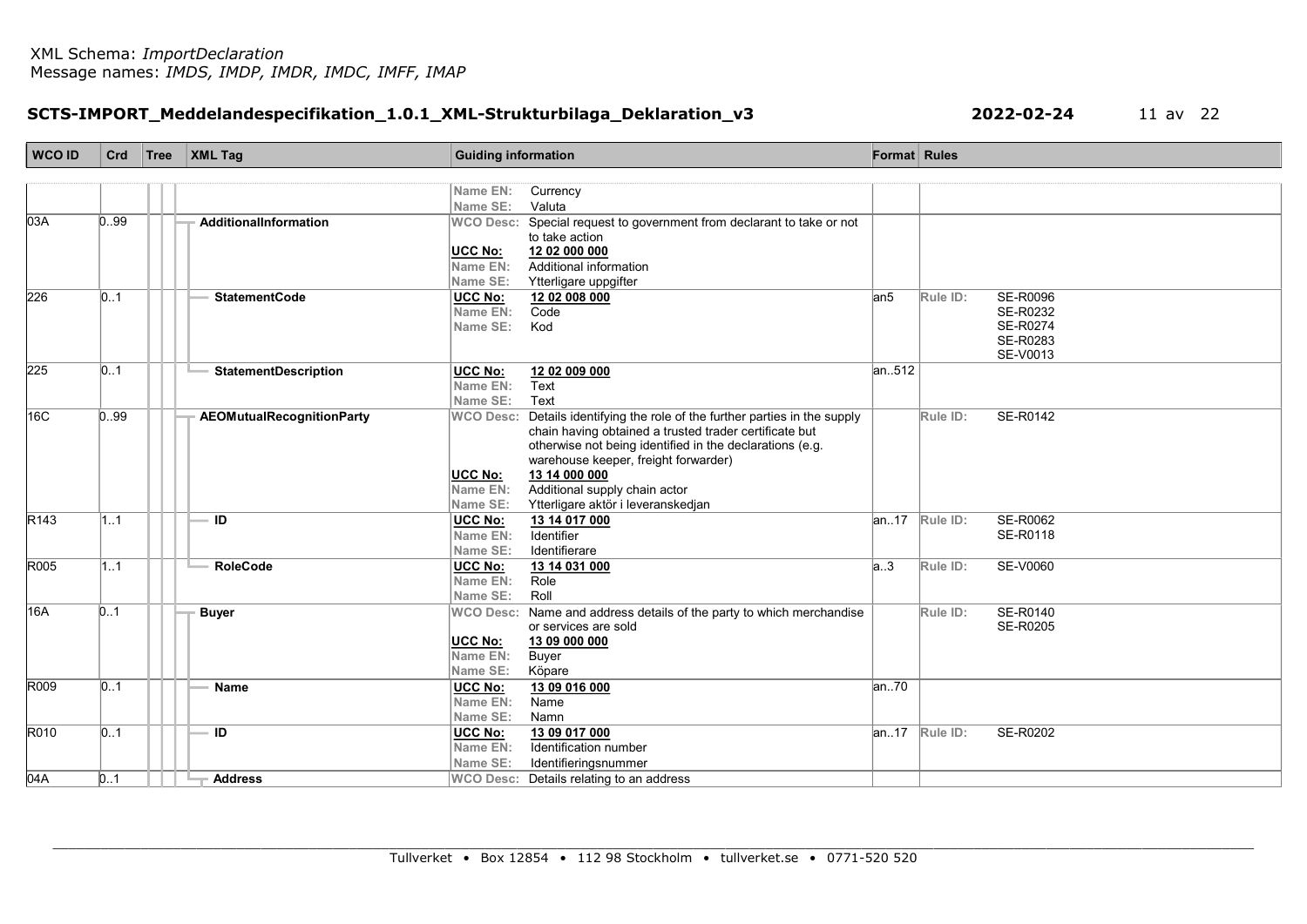| WCO ID | Crd | Tree | XML Tag | Guiding information | Format | Rules |
|---|---|---|---|---|---|---|
| | | | | Name EN: Currency<br>Name SE: Valuta | | |
| 03A | 0..99 | | AdditionalInformation | WCO Desc: Special request to government from declarant to take or not to take action<br>UCC No: 12 02 000 000<br>Name EN: Additional information<br>Name SE: Ytterligare uppgifter | | |
| 226 | 0..1 | | StatementCode | UCC No: 12 02 008 000<br>Name EN: Code<br>Name SE: Kod | an5 | Rule ID: SE-R0096<br>SE-R0232<br>SE-R0274<br>SE-R0283<br>SE-V0013 |
| 225 | 0..1 | | StatementDescription | UCC No: 12 02 009 000<br>Name EN: Text<br>Name SE: Text | an..512 | |
| 16C | 0..99 | | AEOMutualRecognitionParty | WCO Desc: Details identifying the role of the further parties in the supply chain having obtained a trusted trader certificate but otherwise not being identified in the declarations (e.g. warehouse keeper, freight forwarder)<br>UCC No: 13 14 000 000<br>Name EN: Additional supply chain actor<br>Name SE: Ytterligare aktör i leveranskedjan | | Rule ID: SE-R0142 |
| R143 | 1..1 | | ID | UCC No: 13 14 017 000<br>Name EN: Identifier<br>Name SE: Identifierare | an..17 | Rule ID: SE-R0062<br>SE-R0118 |
| R005 | 1..1 | | RoleCode | UCC No: 13 14 031 000<br>Name EN: Role<br>Name SE: Roll | a..3 | Rule ID: SE-V0060 |
| 16A | 0..1 | | Buyer | WCO Desc: Name and address details of the party to which merchandise or services are sold<br>UCC No: 13 09 000 000<br>Name EN: Buyer<br>Name SE: Köpare | | Rule ID: SE-R0140<br>SE-R0205 |
| R009 | 0..1 | | Name | UCC No: 13 09 016 000<br>Name EN: Name<br>Name SE: Namn | an..70 | |
| R010 | 0..1 | | ID | UCC No: 13 09 017 000<br>Name EN: Identification number<br>Name SE: Identifieringsnummer | an..17 | Rule ID: SE-R0202 |
| 04A | 0..1 | | Address | WCO Desc: Details relating to an address | | |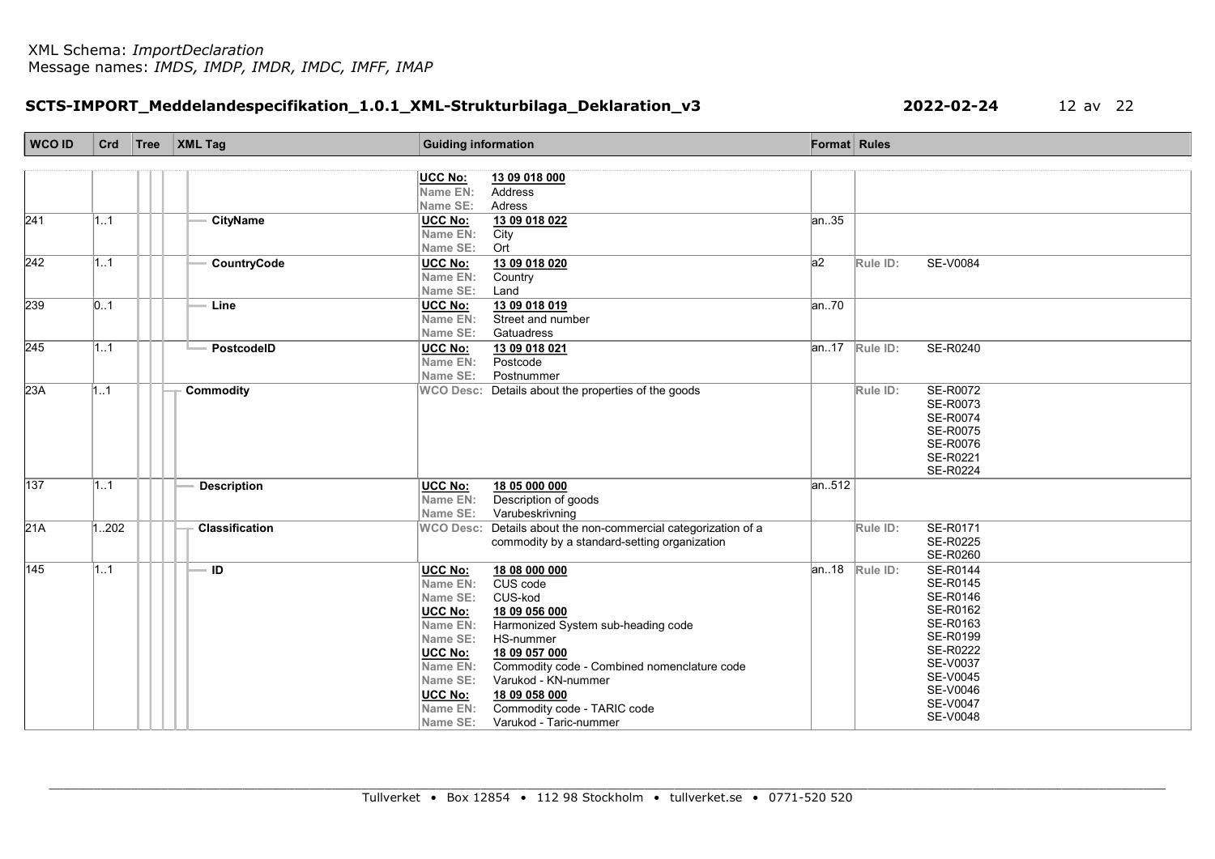XML Schema: *ImportDeclaration*
Message names: *IMDS, IMDP, IMDR, IMDC, IMFF, IMAP*

## SCTS-IMPORT_Meddelandespecifikation_1.0.1_XML-Strukturbilaga_Deklaration_v3

2022-02-24

| WCO ID | Crd | Tree | XML Tag | Guiding information | Format | Rules |
|---|---|---|---|---|---|---|
| | | | | **UCC No:** 13 09 018 000<br>Name EN: Address<br>Name SE: Adress | | |
| 241 | 1..1 | | CityName | **UCC No:** 13 09 018 022<br>Name EN: City<br>Name SE: Ort | an..35 | |
| 242 | 1..1 | | CountryCode | **UCC No:** 13 09 018 020<br>Name EN: Country<br>Name SE: Land | a2 | Rule ID: SE-V0084 |
| 239 | 0..1 | | Line | **UCC No:** 13 09 018 019<br>Name EN: Street and number<br>Name SE: Gatuadress | an..70 | |
| 245 | 1..1 | | PostcodeID | **UCC No:** 13 09 018 021<br>Name EN: Postcode<br>Name SE: Postnummer | an..17 | Rule ID: SE-R0240 |
| 23A | 1..1 | | Commodity | WCO Desc: Details about the properties of the goods | | Rule ID: SE-R0072<br>SE-R0073<br>SE-R0074<br>SE-R0075<br>SE-R0076<br>SE-R0221<br>SE-R0224 |
| 137 | 1..1 | | Description | **UCC No:** 18 05 000 000<br>Name EN: Description of goods<br>Name SE: Varubeskrivning | an..512 | |
| 21A | 1..202 | | Classification | WCO Desc: Details about the non-commercial categorization of a commodity by a standard-setting organization | | Rule ID: SE-R0171<br>SE-R0225<br>SE-R0260 |
| 145 | 1..1 | | ID | **UCC No:** 18 08 000 000<br>Name EN: CUS code<br>Name SE: CUS-kod<br>**UCC No:** 18 09 056 000<br>Name EN: Harmonized System sub-heading code<br>Name SE: HS-nummer<br>**UCC No:** 18 09 057 000<br>Name EN: Commodity code - Combined nomenclature code<br>Name SE: Varukod - KN-nummer<br>**UCC No:** 18 09 058 000<br>Name EN: Commodity code - TARIC code<br>Name SE: Varukod - Taric-nummer | an..18 | Rule ID: SE-R0144<br>SE-R0145<br>SE-R0146<br>SE-R0162<br>SE-R0163<br>SE-R0199<br>SE-R0222<br>SE-V0037<br>SE-V0045<br>SE-V0046<br>SE-V0047<br>SE-V0048 |

Tullverket • Box 12854 • 112 98 Stockholm • tullverket.se • 0771-520 520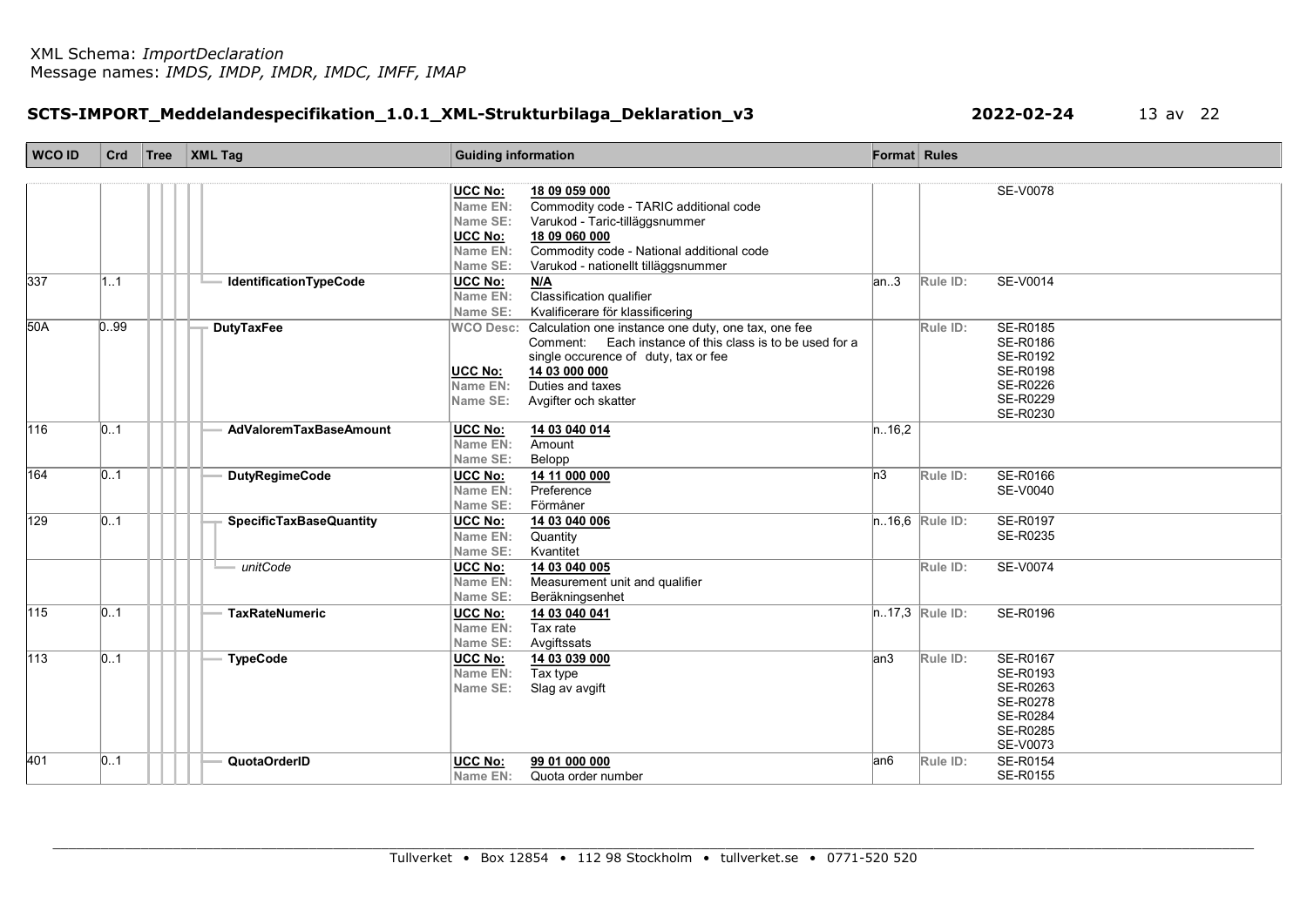| WCO ID | Crd | Tree | XML Tag | Guiding information | Format | Rules |
|---|---|---|---|---|---|---|
| | | | | **UCC No:** **18 09 059 000**<br>Name EN: Commodity code - TARIC additional code<br>Name SE: Varukod - Taric-tilläggsnummer<br>**UCC No:** **18 09 060 000**<br>Name EN: Commodity code - National additional code<br>Name SE: Varukod - nationellt tilläggsnummer | | SE-V0078 |
| 337 | 1..1 | | **IdentificationTypeCode** | **UCC No:** **N/A**<br>Name EN: Classification qualifier<br>Name SE: Kvalificerare för klassificering | an..3 | Rule ID: SE-V0014 |
| 50A | 0..99 | | **DutyTaxFee** | WCO Desc: Calculation one instance one duty, one tax, one fee<br>Comment: Each instance of this class is to be used for a single occurence of duty, tax or fee<br>**UCC No:** **14 03 000 000**<br>Name EN: Duties and taxes<br>Name SE: Avgifter och skatter | | Rule ID: SE-R0185<br>SE-R0186<br>SE-R0192<br>SE-R0198<br>SE-R0226<br>SE-R0229<br>SE-R0230 |
| 116 | 0..1 | | **AdValoremTaxBaseAmount** | **UCC No:** **14 03 040 014**<br>Name EN: Amount<br>Name SE: Belopp | n..16,2 | |
| 164 | 0..1 | | **DutyRegimeCode** | **UCC No:** **14 11 000 000**<br>Name EN: Preference<br>Name SE: Förmåner | n3 | Rule ID: SE-R0166<br>SE-V0040 |
| 129 | 0..1 | | **SpecificTaxBaseQuantity** | **UCC No:** **14 03 040 006**<br>Name EN: Quantity<br>Name SE: Kvantitet | n..16,6 | Rule ID: SE-R0197<br>SE-R0235 |
| | | | *unitCode* | **UCC No:** **14 03 040 005**<br>Name EN: Measurement unit and qualifier<br>Name SE: Beräkningsenhet | | Rule ID: SE-V0074 |
| 115 | 0..1 | | **TaxRateNumeric** | **UCC No:** **14 03 040 041**<br>Name EN: Tax rate<br>Name SE: Avgiftssats | n..17,3 | Rule ID: SE-R0196 |
| 113 | 0..1 | | **TypeCode** | **UCC No:** **14 03 039 000**<br>Name EN: Tax type<br>Name SE: Slag av avgift | an3 | Rule ID: SE-R0167<br>SE-R0193<br>SE-R0263<br>SE-R0278<br>SE-R0284<br>SE-R0285<br>SE-V0073 |
| 401 | 0..1 | | **QuotaOrderID** | **UCC No:** **99 01 000 000**<br>Name EN: Quota order number | an6 | Rule ID: SE-R0154<br>SE-R0155 |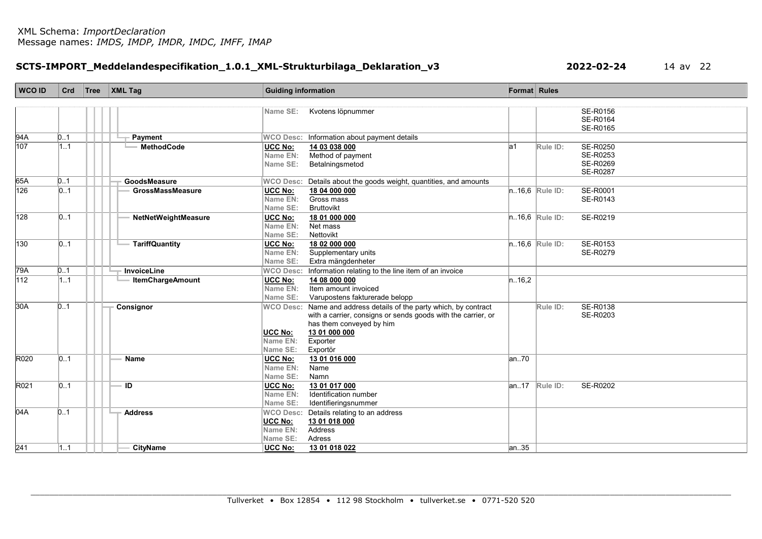| WCO ID | Crd | Tree | XML Tag | Guiding information | Format | Rules |
|---|---|---|---|---|---|---|
| | | | | Name SE: Kvotens löpnummer | | SE-R0156<br>SE-R0164<br>SE-R0165 |
| 94A | 0..1 | | Payment | WCO Desc: Information about payment details | | |
| 107 | 1..1 | | MethodCode | UCC No: 14 03 038 000<br>Name EN: Method of payment<br>Name SE: Betalningsmetod | a1 | Rule ID: SE-R0250<br>SE-R0253<br>SE-R0269<br>SE-R0287 |
| 65A | 0..1 | | GoodsMeasure | WCO Desc: Details about the goods weight, quantities, and amounts | | |
| 126 | 0..1 | | GrossMassMeasure | UCC No: 18 04 000 000<br>Name EN: Gross mass<br>Name SE: Bruttovikt | n..16,6 | Rule ID: SE-R0001<br>SE-R0143 |
| 128 | 0..1 | | NetNetWeightMeasure | UCC No: 18 01 000 000<br>Name EN: Net mass<br>Name SE: Nettovikt | n..16,6 | Rule ID: SE-R0219 |
| 130 | 0..1 | | TariffQuantity | UCC No: 18 02 000 000<br>Name EN: Supplementary units<br>Name SE: Extra mängdenheter | n..16,6 | Rule ID: SE-R0153<br>SE-R0279 |
| 79A | 0..1 | | InvoiceLine | WCO Desc: Information relating to the line item of an invoice | | |
| 112 | 1..1 | | ItemChargeAmount | UCC No: 14 08 000 000<br>Name EN: Item amount invoiced<br>Name SE: Varupostens fakturerade belopp | n..16,2 | |
| 30A | 0..1 | | Consignor | WCO Desc: Name and address details of the party which, by contract with a carrier, consigns or sends goods with the carrier, or has them conveyed by him<br>UCC No: 13 01 000 000<br>Name EN: Exporter<br>Name SE: Exportör | | Rule ID: SE-R0138<br>SE-R0203 |
| R020 | 0..1 | | Name | UCC No: 13 01 016 000<br>Name EN: Name<br>Name SE: Namn | an..70 | |
| R021 | 0..1 | | ID | UCC No: 13 01 017 000<br>Name EN: Identification number<br>Name SE: Identifieringsnummer | an..17 | Rule ID: SE-R0202 |
| 04A | 0..1 | | Address | WCO Desc: Details relating to an address<br>UCC No: 13 01 018 000<br>Name EN: Address<br>Name SE: Adress | | |
| 241 | 1..1 | | CityName | UCC No: 13 01 018 022 | an..35 | |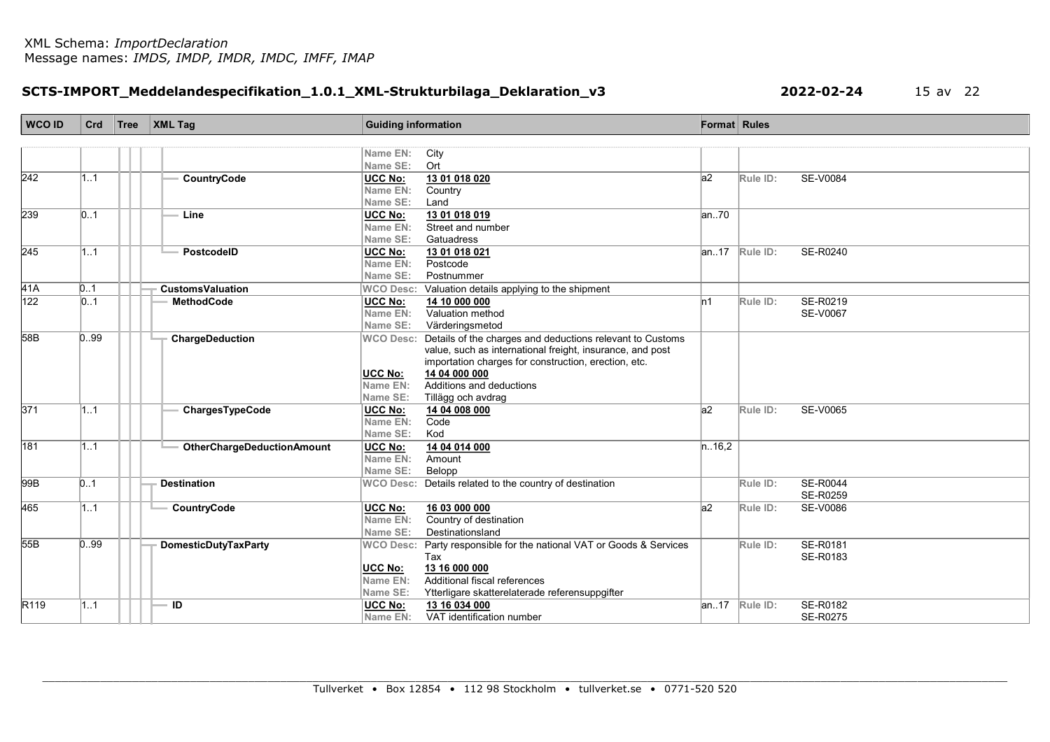XML Schema: *ImportDeclaration*
Message names: *IMDS, IMDP, IMDR, IMDC, IMFF, IMAP*

**SCTS-IMPORT_Meddelandespecifikation_1.0.1_XML-Strukturbilaga_Deklaration_v3** **2022-02-24**

| WCO ID | Crd | Tree | XML Tag | Guiding information | Format | Rules |
|---|---|---|---|---|---|---|
| | | | | Name EN: City<br>Name SE: Ort | | |
| 242 | 1..1 | | CountryCode | UCC No: 13 01 018 020<br>Name EN: Country<br>Name SE: Land | a2 | Rule ID: SE-V0084 |
| 239 | 0..1 | | Line | UCC No: 13 01 018 019<br>Name EN: Street and number<br>Name SE: Gatuadress | an..70 | |
| 245 | 1..1 | | PostcodeID | UCC No: 13 01 018 021<br>Name EN: Postcode<br>Name SE: Postnummer | an..17 | Rule ID: SE-R0240 |
| 41A | 0..1 | | CustomsValuation | WCO Desc: Valuation details applying to the shipment | | |
| 122 | 0..1 | | MethodCode | UCC No: 14 10 000 000<br>Name EN: Valuation method<br>Name SE: Värderingsmetod | n1 | Rule ID: SE-R0219<br>SE-V0067 |
| 58B | 0..99 | | ChargeDeduction | WCO Desc: Details of the charges and deductions relevant to Customs value, such as international freight, insurance, and post importation charges for construction, erection, etc.<br>UCC No: 14 04 000 000<br>Name EN: Additions and deductions<br>Name SE: Tillägg och avdrag | | |
| 371 | 1..1 | | ChargesTypeCode | UCC No: 14 04 008 000<br>Name EN: Code<br>Name SE: Kod | a2 | Rule ID: SE-V0065 |
| 181 | 1..1 | | OtherChargeDeductionAmount | UCC No: 14 04 014 000<br>Name EN: Amount<br>Name SE: Belopp | n..16,2 | |
| 99B | 0..1 | | Destination | WCO Desc: Details related to the country of destination | | Rule ID: SE-R0044<br>SE-R0259 |
| 465 | 1..1 | | CountryCode | UCC No: 16 03 000 000<br>Name EN: Country of destination<br>Name SE: Destinationsland | a2 | Rule ID: SE-V0086 |
| 55B | 0..99 | | DomesticDutyTaxParty | WCO Desc: Party responsible for the national VAT or Goods & Services Tax<br>UCC No: 13 16 000 000<br>Name EN: Additional fiscal references<br>Name SE: Ytterligare skatterelaterade referensuppgifter | | Rule ID: SE-R0181<br>SE-R0183 |
| R119 | 1..1 | | ID | UCC No: 13 16 034 000<br>Name EN: VAT identification number | an..17 | Rule ID: SE-R0182<br>SE-R0275 |

Tullverket • Box 12854 • 112 98 Stockholm • tullverket.se • 0771-520 520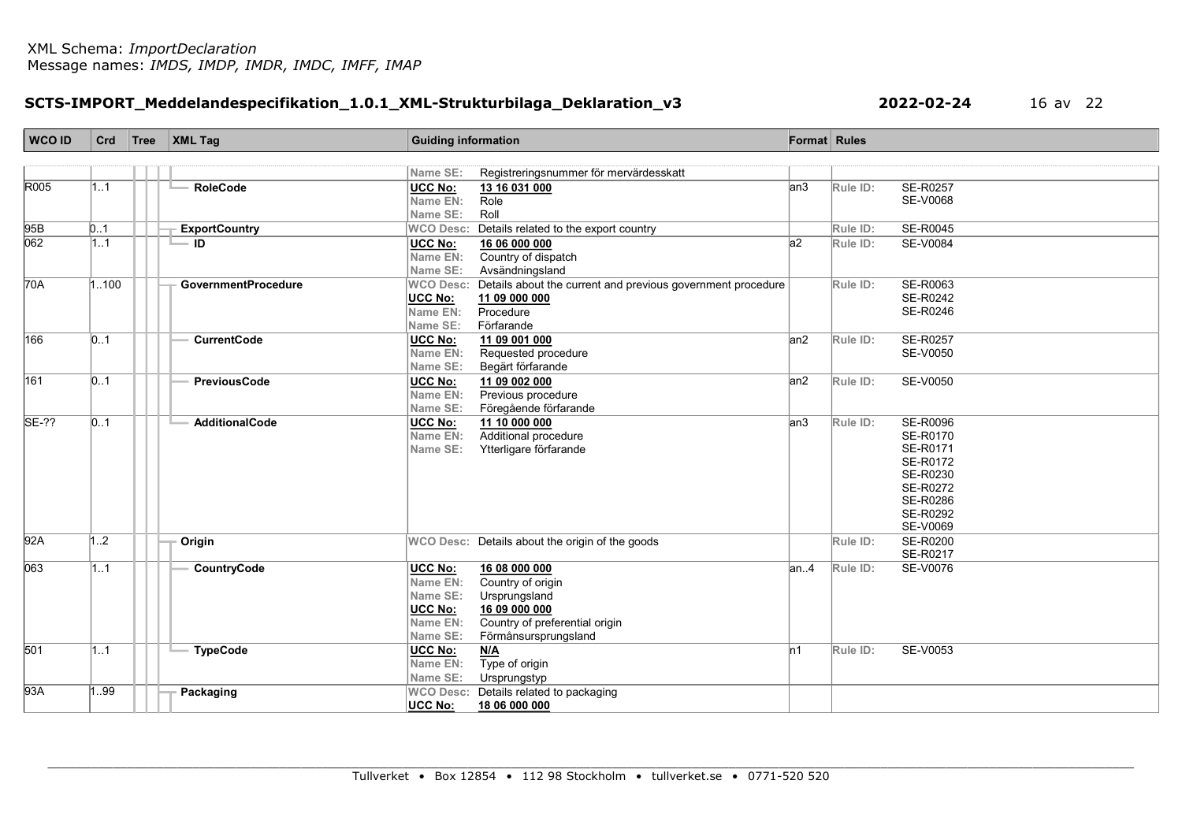| WCO ID | Crd | Tree | XML Tag | Guiding information | Format | Rules |
|---|---|---|---|---|---|---|
| | | | | Name SE: Registreringsnummer för mervärdesskatt | | |
| R005 | 1..1 | | RoleCode | UCC No: 13 16 031 000<br>Name EN: Role<br>Name SE: Roll | an3 | Rule ID: SE-R0257<br>SE-V0068 |
| 95B | 0..1 | | ExportCountry | WCO Desc: Details related to the export country | | Rule ID: SE-R0045 |
| 062 | 1..1 | | ID | UCC No: 16 06 000 000<br>Name EN: Country of dispatch<br>Name SE: Avsändningsland | a2 | Rule ID: SE-V0084 |
| 70A | 1..100 | | GovernmentProcedure | WCO Desc: Details about the current and previous government procedure<br>UCC No: 11 09 000 000<br>Name EN: Procedure<br>Name SE: Förfarande | | Rule ID: SE-R0063<br>SE-R0242<br>SE-R0246 |
| 166 | 0..1 | | CurrentCode | UCC No: 11 09 001 000<br>Name EN: Requested procedure<br>Name SE: Begärt förfarande | an2 | Rule ID: SE-R0257<br>SE-V0050 |
| 161 | 0..1 | | PreviousCode | UCC No: 11 09 002 000<br>Name EN: Previous procedure<br>Name SE: Föregående förfarande | an2 | Rule ID: SE-V0050 |
| SE-?? | 0..1 | | AdditionalCode | UCC No: 11 10 000 000<br>Name EN: Additional procedure<br>Name SE: Ytterligare förfarande | an3 | Rule ID: SE-R0096<br>SE-R0170<br>SE-R0171<br>SE-R0172<br>SE-R0230<br>SE-R0272<br>SE-R0286<br>SE-R0292<br>SE-V0069 |
| 92A | 1..2 | | Origin | WCO Desc: Details about the origin of the goods | | Rule ID: SE-R0200<br>SE-R0217 |
| 063 | 1..1 | | CountryCode | UCC No: 16 08 000 000<br>Name EN: Country of origin<br>Name SE: Ursprungsland<br>UCC No: 16 09 000 000<br>Name EN: Country of preferential origin<br>Name SE: Förmånsursprungsland | an..4 | Rule ID: SE-V0076 |
| 501 | 1..1 | | TypeCode | UCC No: N/A<br>Name EN: Type of origin<br>Name SE: Ursprungstyp | n1 | Rule ID: SE-V0053 |
| 93A | 1..99 | | Packaging | WCO Desc: Details related to packaging<br>UCC No: 18 06 000 000 | | |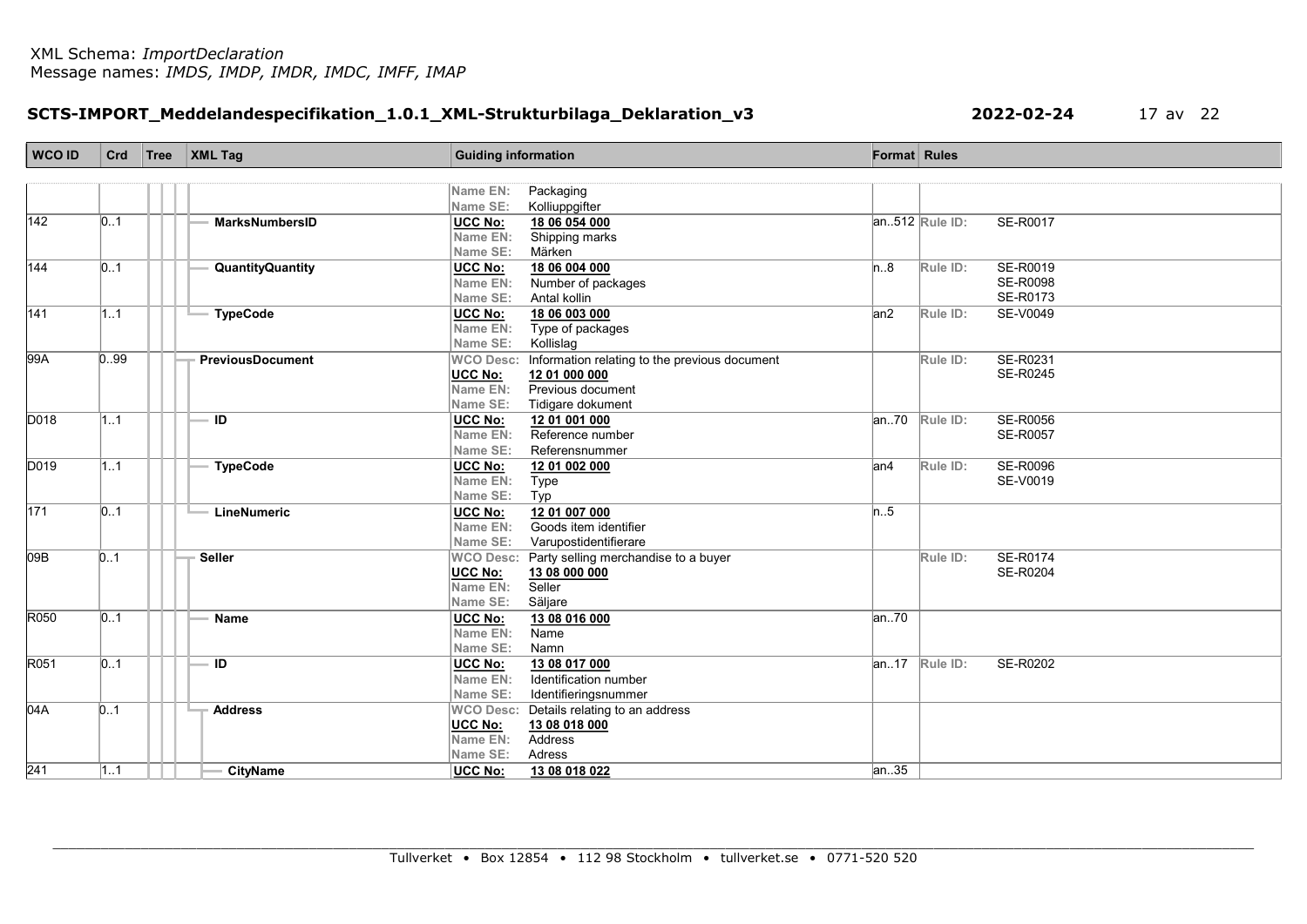| WCO ID | Crd | Tree | XML Tag | Guiding information | Format | Rules |
|---|---|---|---|---|---|---|
| | | | | Name EN: Packaging<br>Name SE: Kolliuppgifter | | |
| 142 | 0..1 | | MarksNumbersID | UCC No: 18 06 054 000<br>Name EN: Shipping marks<br>Name SE: Märken | an..512 | Rule ID: SE-R0017 |
| 144 | 0..1 | | QuantityQuantity | UCC No: 18 06 004 000<br>Name EN: Number of packages<br>Name SE: Antal kollin | n..8 | Rule ID: SE-R0019<br>SE-R0098<br>SE-R0173 |
| 141 | 1..1 | | TypeCode | UCC No: 18 06 003 000<br>Name EN: Type of packages<br>Name SE: Kollislag | an2 | Rule ID: SE-V0049 |
| 99A | 0..99 | | PreviousDocument | WCO Desc: Information relating to the previous document<br>UCC No: 12 01 000 000<br>Name EN: Previous document<br>Name SE: Tidigare dokument | | Rule ID: SE-R0231<br>SE-R0245 |
| D018 | 1..1 | | ID | UCC No: 12 01 001 000<br>Name EN: Reference number<br>Name SE: Referensnummer | an..70 | Rule ID: SE-R0056<br>SE-R0057 |
| D019 | 1..1 | | TypeCode | UCC No: 12 01 002 000<br>Name EN: Type<br>Name SE: Typ | an4 | Rule ID: SE-R0096<br>SE-V0019 |
| 171 | 0..1 | | LineNumeric | UCC No: 12 01 007 000<br>Name EN: Goods item identifier<br>Name SE: Varupostidentifierare | n..5 | |
| 09B | 0..1 | | Seller | WCO Desc: Party selling merchandise to a buyer<br>UCC No: 13 08 000 000<br>Name EN: Seller<br>Name SE: Säljare | | Rule ID: SE-R0174<br>SE-R0204 |
| R050 | 0..1 | | Name | UCC No: 13 08 016 000<br>Name EN: Name<br>Name SE: Namn | an..70 | |
| R051 | 0..1 | | ID | UCC No: 13 08 017 000<br>Name EN: Identification number<br>Name SE: Identifieringsnummer | an..17 | Rule ID: SE-R0202 |
| 04A | 0..1 | | Address | WCO Desc: Details relating to an address<br>UCC No: 13 08 018 000<br>Name EN: Address<br>Name SE: Adress | | |
| 241 | 1..1 | | CityName | UCC No: 13 08 018 022 | an..35 | |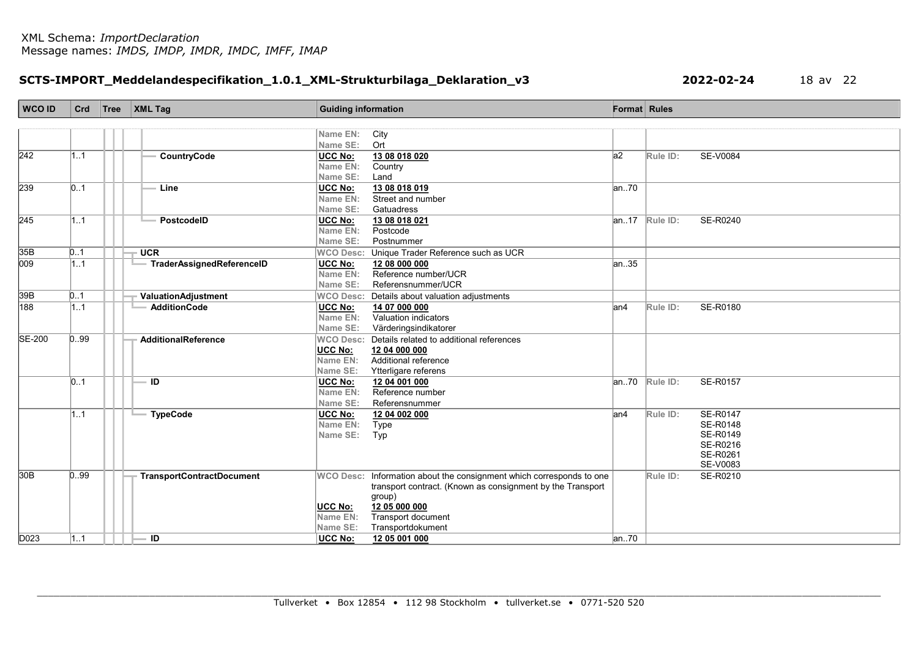| WCO ID | Crd | Tree | XML Tag | Guiding information | Format | Rules |
|---|---|---|---|---|---|---|
| | | | | Name EN: City<br>Name SE: Ort | | |
| 242 | 1..1 | | CountryCode | UCC No: 13 08 018 020<br>Name EN: Country<br>Name SE: Land | a2 | Rule ID: SE-V0084 |
| 239 | 0..1 | | Line | UCC No: 13 08 018 019<br>Name EN: Street and number<br>Name SE: Gatuadress | an..70 | |
| 245 | 1..1 | | PostcodeID | UCC No: 13 08 018 021<br>Name EN: Postcode<br>Name SE: Postnummer | an..17 | Rule ID: SE-R0240 |
| 35B | 0..1 | | UCR | WCO Desc: Unique Trader Reference such as UCR | | |
| 009 | 1..1 | | TraderAssignedReferenceID | UCC No: 12 08 000 000<br>Name EN: Reference number/UCR<br>Name SE: Referensnummer/UCR | an..35 | |
| 39B | 0..1 | | ValuationAdjustment | WCO Desc: Details about valuation adjustments | | |
| 188 | 1..1 | | AdditionCode | UCC No: 14 07 000 000<br>Name EN: Valuation indicators<br>Name SE: Värderingsindikatorer | an4 | Rule ID: SE-R0180 |
| SE-200 | 0..99 | | AdditionalReference | WCO Desc: Details related to additional references<br>UCC No: 12 04 000 000<br>Name EN: Additional reference<br>Name SE: Ytterligare referens | | |
| | 0..1 | | ID | UCC No: 12 04 001 000<br>Name EN: Reference number<br>Name SE: Referensnummer | an..70 | Rule ID: SE-R0157 |
| | 1..1 | | TypeCode | UCC No: 12 04 002 000<br>Name EN: Type<br>Name SE: Typ | an4 | Rule ID: SE-R0147<br>SE-R0148<br>SE-R0149<br>SE-R0216<br>SE-R0261<br>SE-V0083 |
| 30B | 0..99 | | TransportContractDocument | WCO Desc: Information about the consignment which corresponds to one transport contract. (Known as consignment by the Transport group)<br>UCC No: 12 05 000 000<br>Name EN: Transport document<br>Name SE: Transportdokument | | Rule ID: SE-R0210 |
| D023 | 1..1 | | ID | UCC No: 12 05 001 000 | an..70 | |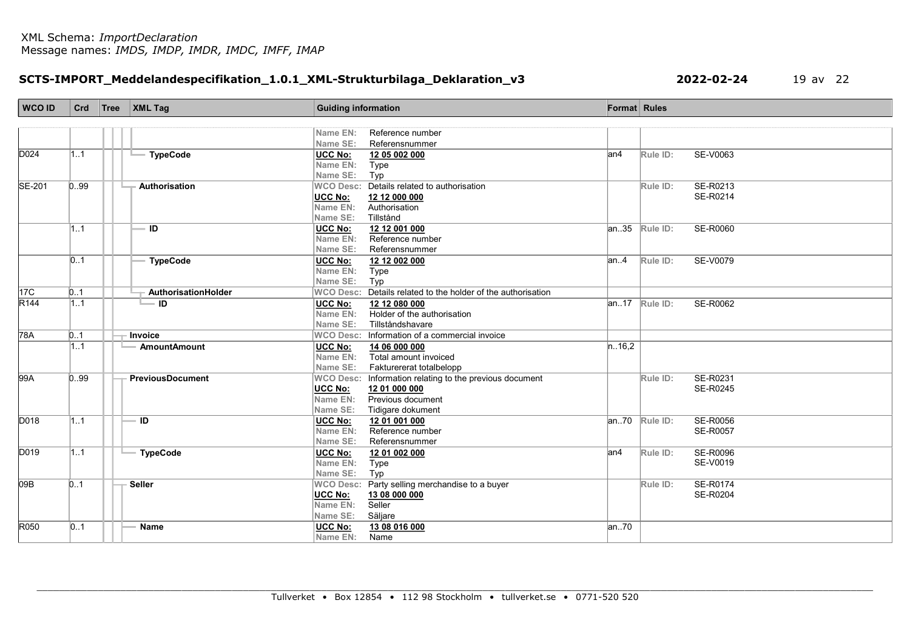XML Schema: *ImportDeclaration*
Message names: *IMDS, IMDP, IMDR, IMDC, IMFF, IMAP*

**SCTS-IMPORT_Meddelandespecifikation_1.0.1_XML-Strukturbilaga_Deklaration_v3** **2022-02-24**

| WCO ID | Crd | Tree | XML Tag | Guiding information | Format | Rules |
|---|---|---|---|---|---|---|
| | | | | Name EN: Reference number<br>Name SE: Referensnummer | | |
| D024 | 1..1 | | TypeCode | UCC No: **12 05 002 000**<br>Name EN: Type<br>Name SE: Typ | an4 | Rule ID: SE-V0063 |
| SE-201 | 0..99 | | Authorisation | WCO Desc: Details related to authorisation<br>UCC No: **12 12 000 000**<br>Name EN: Authorisation<br>Name SE: Tillstånd | | Rule ID: SE-R0213<br>SE-R0214 |
| | 1..1 | | ID | UCC No: **12 12 001 000**<br>Name EN: Reference number<br>Name SE: Referensnummer | an..35 | Rule ID: SE-R0060 |
| | 0..1 | | TypeCode | UCC No: **12 12 002 000**<br>Name EN: Type<br>Name SE: Typ | an..4 | Rule ID: SE-V0079 |
| 17C | 0..1 | | AuthorisationHolder | WCO Desc: Details related to the holder of the authorisation | | |
| R144 | 1..1 | | ID | UCC No: **12 12 080 000**<br>Name EN: Holder of the authorisation<br>Name SE: Tillståndshavare | an..17 | Rule ID: SE-R0062 |
| 78A | 0..1 | | Invoice | WCO Desc: Information of a commercial invoice | | |
| | 1..1 | | AmountAmount | UCC No: **14 06 000 000**<br>Name EN: Total amount invoiced<br>Name SE: Fakturerat totalbelopp | n..16,2 | |
| 99A | 0..99 | | PreviousDocument | WCO Desc: Information relating to the previous document<br>UCC No: **12 01 000 000**<br>Name EN: Previous document<br>Name SE: Tidigare dokument | | Rule ID: SE-R0231<br>SE-R0245 |
| D018 | 1..1 | | ID | UCC No: **12 01 001 000**<br>Name EN: Reference number<br>Name SE: Referensnummer | an..70 | Rule ID: SE-R0056<br>SE-R0057 |
| D019 | 1..1 | | TypeCode | UCC No: **12 01 002 000**<br>Name EN: Type<br>Name SE: Typ | an4 | Rule ID: SE-R0096<br>SE-V0019 |
| 09B | 0..1 | | Seller | WCO Desc: Party selling merchandise to a buyer<br>UCC No: **13 08 000 000**<br>Name EN: Seller<br>Name SE: Säljare | | Rule ID: SE-R0174<br>SE-R0204 |
| R050 | 0..1 | | Name | UCC No: **13 08 016 000**<br>Name EN: Name | an..70 | |

Tullverket • Box 12854 • 112 98 Stockholm • tullverket.se • 0771-520 520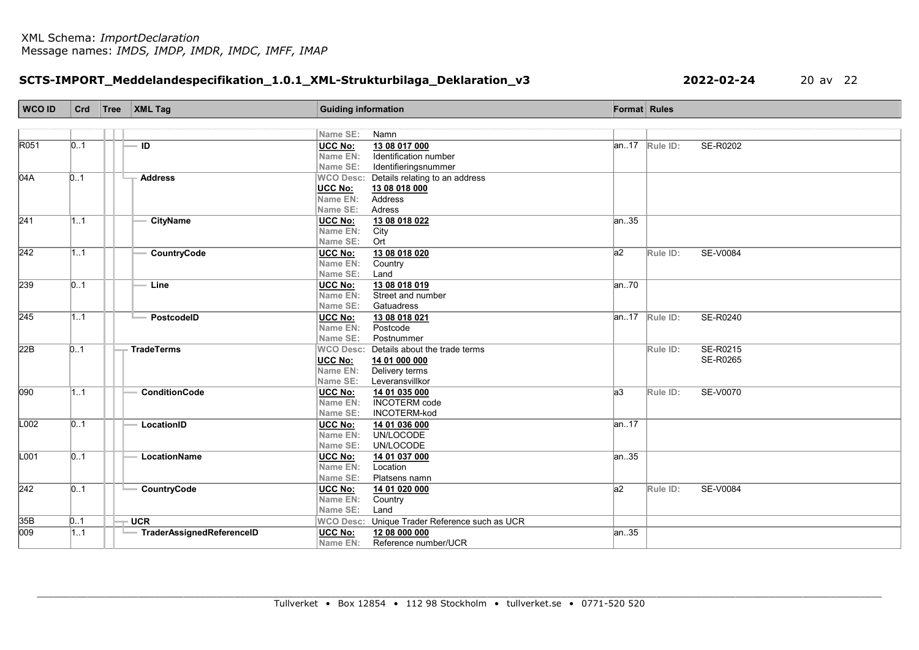| WCO ID | Crd | Tree | XML Tag | Guiding information | Format | Rules |
|---|---|---|---|---|---|---|
| | | | | Name SE: Namn | | |
| R051 | 0..1 | | ID | UCC No: **13 08 017 000**<br>Name EN: Identification number<br>Name SE: Identifieringsnummer | an..17 | Rule ID: SE-R0202 |
| 04A | 0..1 | | **Address** | WCO Desc: Details relating to an address<br>UCC No: **13 08 018 000**<br>Name EN: Address<br>Name SE: Adress | | |
| 241 | 1..1 | | CityName | UCC No: **13 08 018 022**<br>Name EN: City<br>Name SE: Ort | an..35 | |
| 242 | 1..1 | | CountryCode | UCC No: **13 08 018 020**<br>Name EN: Country<br>Name SE: Land | a2 | Rule ID: SE-V0084 |
| 239 | 0..1 | | Line | UCC No: **13 08 018 019**<br>Name EN: Street and number<br>Name SE: Gatuadress | an..70 | |
| 245 | 1..1 | | PostcodeID | UCC No: **13 08 018 021**<br>Name EN: Postcode<br>Name SE: Postnummer | an..17 | Rule ID: SE-R0240 |
| 22B | 0..1 | | **TradeTerms** | WCO Desc: Details about the trade terms<br>UCC No: **14 01 000 000**<br>Name EN: Delivery terms<br>Name SE: Leveransvillkor | | Rule ID: SE-R0215<br>SE-R0265 |
| 090 | 1..1 | | ConditionCode | UCC No: **14 01 035 000**<br>Name EN: INCOTERM code<br>Name SE: INCOTERM-kod | a3 | Rule ID: SE-V0070 |
| L002 | 0..1 | | LocationID | UCC No: **14 01 036 000**<br>Name EN: UN/LOCODE<br>Name SE: UN/LOCODE | an..17 | |
| L001 | 0..1 | | LocationName | UCC No: **14 01 037 000**<br>Name EN: Location<br>Name SE: Platsens namn | an..35 | |
| 242 | 0..1 | | CountryCode | UCC No: **14 01 020 000**<br>Name EN: Country<br>Name SE: Land | a2 | Rule ID: SE-V0084 |
| 35B | 0..1 | | **UCR** | WCO Desc: Unique Trader Reference such as UCR | | |
| 009 | 1..1 | | TraderAssignedReferenceID | UCC No: **12 08 000 000**<br>Name EN: Reference number/UCR | an..35 | |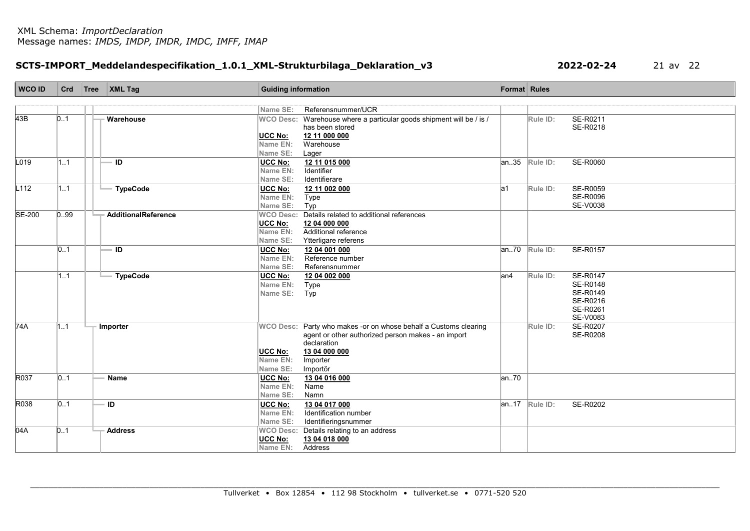XML Schema: *ImportDeclaration*
Message names: *IMDS, IMDP, IMDR, IMDC, IMFF, IMAP*

**SCTS-IMPORT_Meddelandespecifikation_1.0.1_XML-Strukturbilaga_Deklaration_v3** **2022-02-24**

| WCO ID | Crd | Tree | XML Tag | Guiding information | Format | Rules |
|---|---|---|---|---|---|---|
| | | | | Name SE: Referensnummer/UCR | | |
| 43B | 0..1 | | Warehouse | WCO Desc: Warehouse where a particular goods shipment will be / is / has been stored<br>UCC No: **12 11 000 000**<br>Name EN: Warehouse<br>Name SE: Lager | | Rule ID: SE-R0211<br>SE-R0218 |
| L019 | 1..1 | | ID | UCC No: **12 11 015 000**<br>Name EN: Identifier<br>Name SE: Identifierare | an..35 | Rule ID: SE-R0060 |
| L112 | 1..1 | | TypeCode | UCC No: **12 11 002 000**<br>Name EN: Type<br>Name SE: Typ | a1 | Rule ID: SE-R0059<br>SE-R0096<br>SE-V0038 |
| SE-200 | 0..99 | | AdditionalReference | WCO Desc: Details related to additional references<br>UCC No: **12 04 000 000**<br>Name EN: Additional reference<br>Name SE: Ytterligare referens | | |
| | 0..1 | | ID | UCC No: **12 04 001 000**<br>Name EN: Reference number<br>Name SE: Referensnummer | an..70 | Rule ID: SE-R0157 |
| | 1..1 | | TypeCode | UCC No: **12 04 002 000**<br>Name EN: Type<br>Name SE: Typ | an4 | Rule ID: SE-R0147<br>SE-R0148<br>SE-R0149<br>SE-R0216<br>SE-R0261<br>SE-V0083 |
| 74A | 1..1 | | Importer | WCO Desc: Party who makes -or on whose behalf a Customs clearing agent or other authorized person makes - an import declaration<br>UCC No: **13 04 000 000**<br>Name EN: Importer<br>Name SE: Importör | | Rule ID: SE-R0207<br>SE-R0208 |
| R037 | 0..1 | | Name | UCC No: **13 04 016 000**<br>Name EN: Name<br>Name SE: Namn | an..70 | |
| R038 | 0..1 | | ID | UCC No: **13 04 017 000**<br>Name EN: Identification number<br>Name SE: Identifieringsnummer | an..17 | Rule ID: SE-R0202 |
| 04A | 0..1 | | Address | WCO Desc: Details relating to an address<br>UCC No: **13 04 018 000**<br>Name EN: Address | | |

Tullverket • Box 12854 • 112 98 Stockholm • tullverket.se • 0771-520 520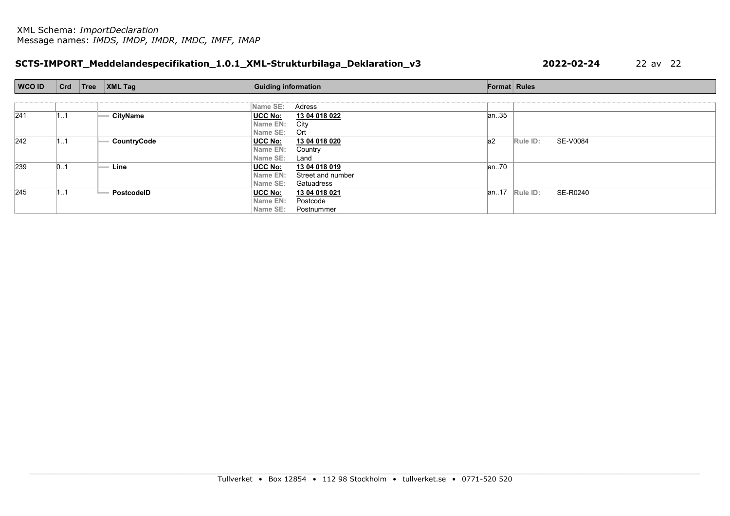| WCO ID | Crd | Tree | XML Tag | Guiding information | Format | Rules |
|---|---|---|---|---|---|---|
| | | | | Name SE: Adress | | |
| 241 | 1..1 | | CityName | UCC No: 13 04 018 022<br>Name EN: City<br>Name SE: Ort | an..35 | |
| 242 | 1..1 | | CountryCode | UCC No: 13 04 018 020<br>Name EN: Country<br>Name SE: Land | a2 | Rule ID: SE-V0084 |
| 239 | 0..1 | | Line | UCC No: 13 04 018 019<br>Name EN: Street and number<br>Name SE: Gatuadress | an..70 | |
| 245 | 1..1 | | PostcodeID | UCC No: 13 04 018 021<br>Name EN: Postcode<br>Name SE: Postnummer | an..17 | Rule ID: SE-R0240 |